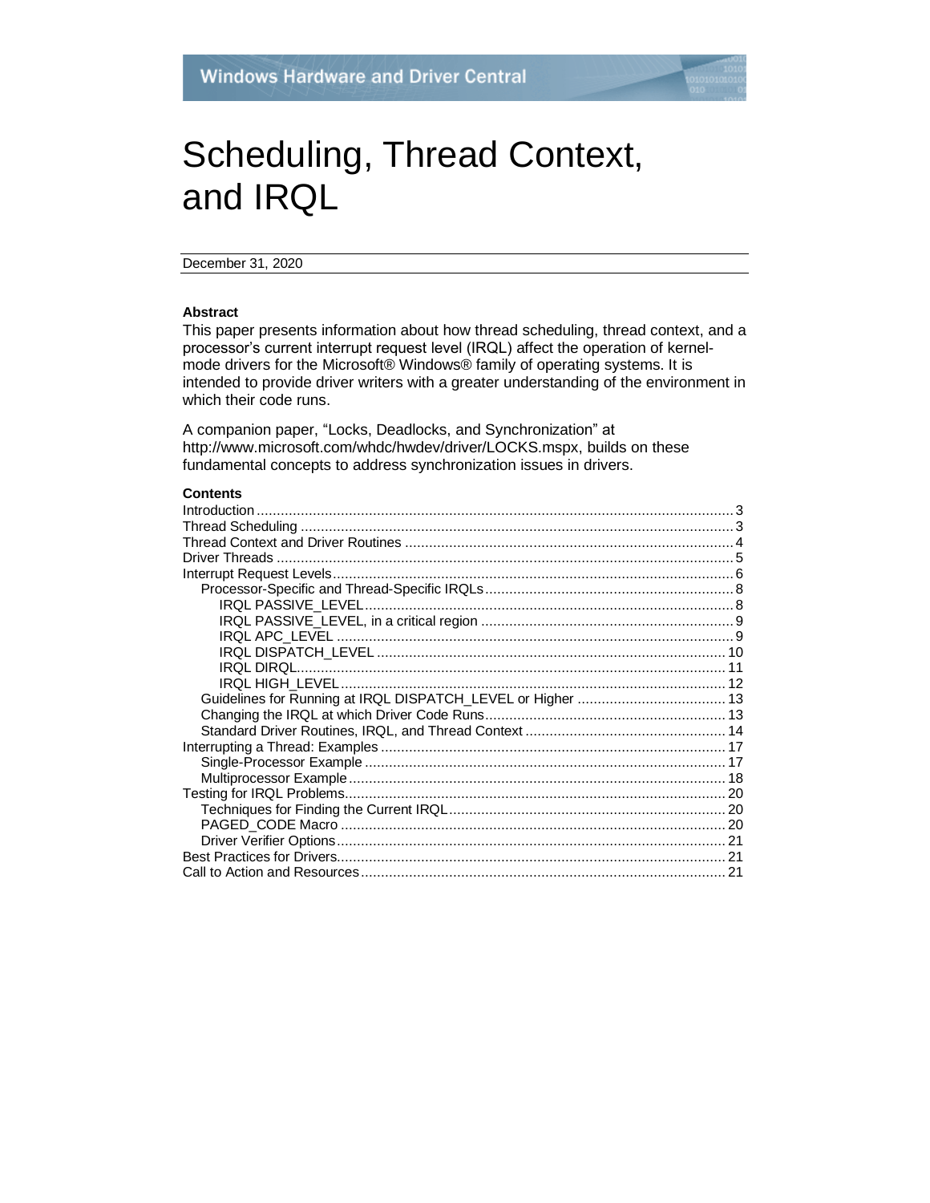Windows Hardware and Driver Central

# Scheduling, Thread Context, and IRQL

December 31, 2020

**Abstract**

This paper presents information about how thread scheduling, thread context, and a processor's current interrupt request level (IRQL) affect the operation of kernel-mode drivers for the Microsoft® Windows® family of operating systems. It is intended to provide driver writers with a greater understanding of the environment in which their code runs.

A companion paper, "Locks, Deadlocks, and Synchronization" at http://www.microsoft.com/whdc/hwdev/driver/LOCKS.mspx, builds on these fundamental concepts to address synchronization issues in drivers.

**Contents**

- Introduction .......... 3
- Thread Scheduling .......... 3
- Thread Context and Driver Routines .......... 4
- Driver Threads .......... 5
- Interrupt Request Levels .......... 6
  - Processor-Specific and Thread-Specific IRQLs .......... 8
    - IRQL PASSIVE_LEVEL .......... 8
    - IRQL PASSIVE_LEVEL, in a critical region .......... 9
    - IRQL APC_LEVEL .......... 9
    - IRQL DISPATCH_LEVEL .......... 10
    - IRQL DIRQL .......... 11
    - IRQL HIGH_LEVEL .......... 12
  - Guidelines for Running at IRQL DISPATCH_LEVEL or Higher .......... 13
  - Changing the IRQL at which Driver Code Runs .......... 13
  - Standard Driver Routines, IRQL, and Thread Context .......... 14
- Interrupting a Thread: Examples .......... 17
  - Single-Processor Example .......... 17
  - Multiprocessor Example .......... 18
- Testing for IRQL Problems .......... 20
  - Techniques for Finding the Current IRQL .......... 20
  - PAGED_CODE Macro .......... 20
  - Driver Verifier Options .......... 21
- Best Practices for Drivers .......... 21
- Call to Action and Resources .......... 21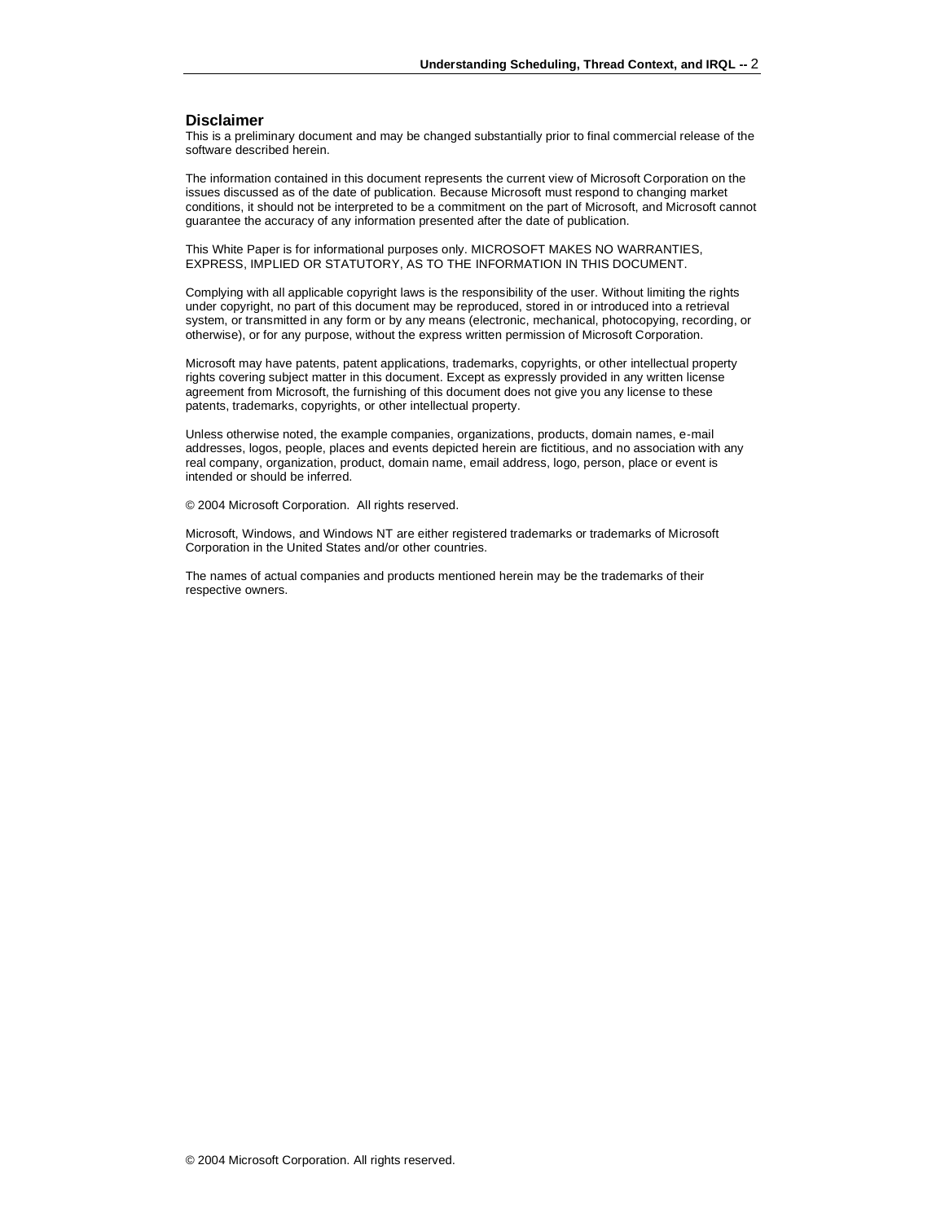## Disclaimer

This is a preliminary document and may be changed substantially prior to final commercial release of the software described herein.

The information contained in this document represents the current view of Microsoft Corporation on the issues discussed as of the date of publication. Because Microsoft must respond to changing market conditions, it should not be interpreted to be a commitment on the part of Microsoft, and Microsoft cannot guarantee the accuracy of any information presented after the date of publication.

This White Paper is for informational purposes only. MICROSOFT MAKES NO WARRANTIES, EXPRESS, IMPLIED OR STATUTORY, AS TO THE INFORMATION IN THIS DOCUMENT.

Complying with all applicable copyright laws is the responsibility of the user. Without limiting the rights under copyright, no part of this document may be reproduced, stored in or introduced into a retrieval system, or transmitted in any form or by any means (electronic, mechanical, photocopying, recording, or otherwise), or for any purpose, without the express written permission of Microsoft Corporation.

Microsoft may have patents, patent applications, trademarks, copyrights, or other intellectual property rights covering subject matter in this document. Except as expressly provided in any written license agreement from Microsoft, the furnishing of this document does not give you any license to these patents, trademarks, copyrights, or other intellectual property.

Unless otherwise noted, the example companies, organizations, products, domain names, e-mail addresses, logos, people, places and events depicted herein are fictitious, and no association with any real company, organization, product, domain name, email address, logo, person, place or event is intended or should be inferred.

© 2004 Microsoft Corporation. All rights reserved.

Microsoft, Windows, and Windows NT are either registered trademarks or trademarks of Microsoft Corporation in the United States and/or other countries.

The names of actual companies and products mentioned herein may be the trademarks of their respective owners.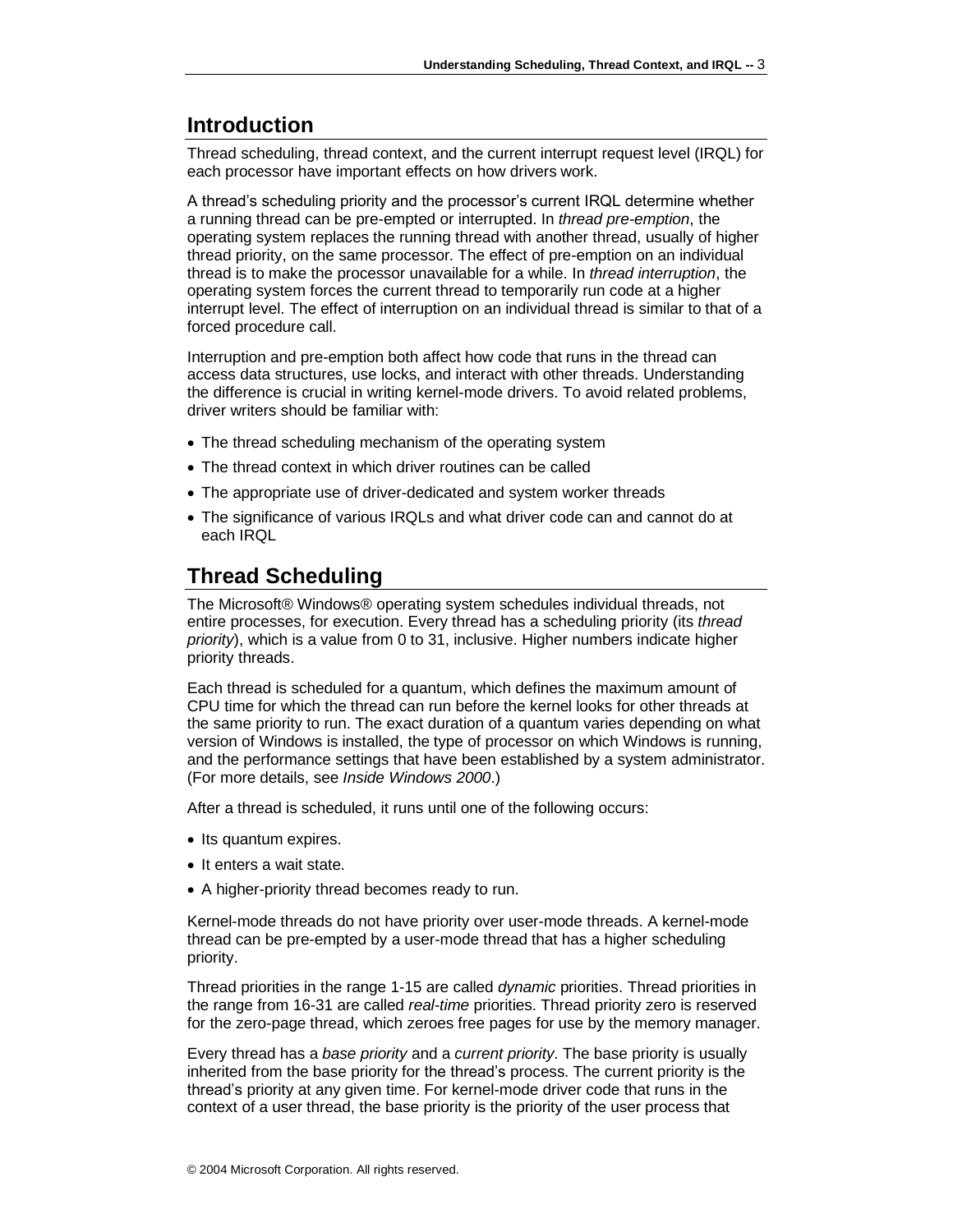## Introduction

Thread scheduling, thread context, and the current interrupt request level (IRQL) for each processor have important effects on how drivers work.

A thread's scheduling priority and the processor's current IRQL determine whether a running thread can be pre-empted or interrupted. In *thread pre-emption*, the operating system replaces the running thread with another thread, usually of higher thread priority, on the same processor. The effect of pre-emption on an individual thread is to make the processor unavailable for a while. In *thread interruption*, the operating system forces the current thread to temporarily run code at a higher interrupt level. The effect of interruption on an individual thread is similar to that of a forced procedure call.

Interruption and pre-emption both affect how code that runs in the thread can access data structures, use locks, and interact with other threads. Understanding the difference is crucial in writing kernel-mode drivers. To avoid related problems, driver writers should be familiar with:

- The thread scheduling mechanism of the operating system
- The thread context in which driver routines can be called
- The appropriate use of driver-dedicated and system worker threads
- The significance of various IRQLs and what driver code can and cannot do at each IRQL

## Thread Scheduling

The Microsoft® Windows® operating system schedules individual threads, not entire processes, for execution. Every thread has a scheduling priority (its *thread priority*), which is a value from 0 to 31, inclusive. Higher numbers indicate higher priority threads.

Each thread is scheduled for a quantum, which defines the maximum amount of CPU time for which the thread can run before the kernel looks for other threads at the same priority to run. The exact duration of a quantum varies depending on what version of Windows is installed, the type of processor on which Windows is running, and the performance settings that have been established by a system administrator. (For more details, see *Inside Windows 2000*.)

After a thread is scheduled, it runs until one of the following occurs:

- Its quantum expires.
- It enters a wait state.
- A higher-priority thread becomes ready to run.

Kernel-mode threads do not have priority over user-mode threads. A kernel-mode thread can be pre-empted by a user-mode thread that has a higher scheduling priority.

Thread priorities in the range 1-15 are called *dynamic* priorities. Thread priorities in the range from 16-31 are called *real-time* priorities. Thread priority zero is reserved for the zero-page thread, which zeroes free pages for use by the memory manager.

Every thread has a *base priority* and a *current priority*. The base priority is usually inherited from the base priority for the thread's process. The current priority is the thread's priority at any given time. For kernel-mode driver code that runs in the context of a user thread, the base priority is the priority of the user process that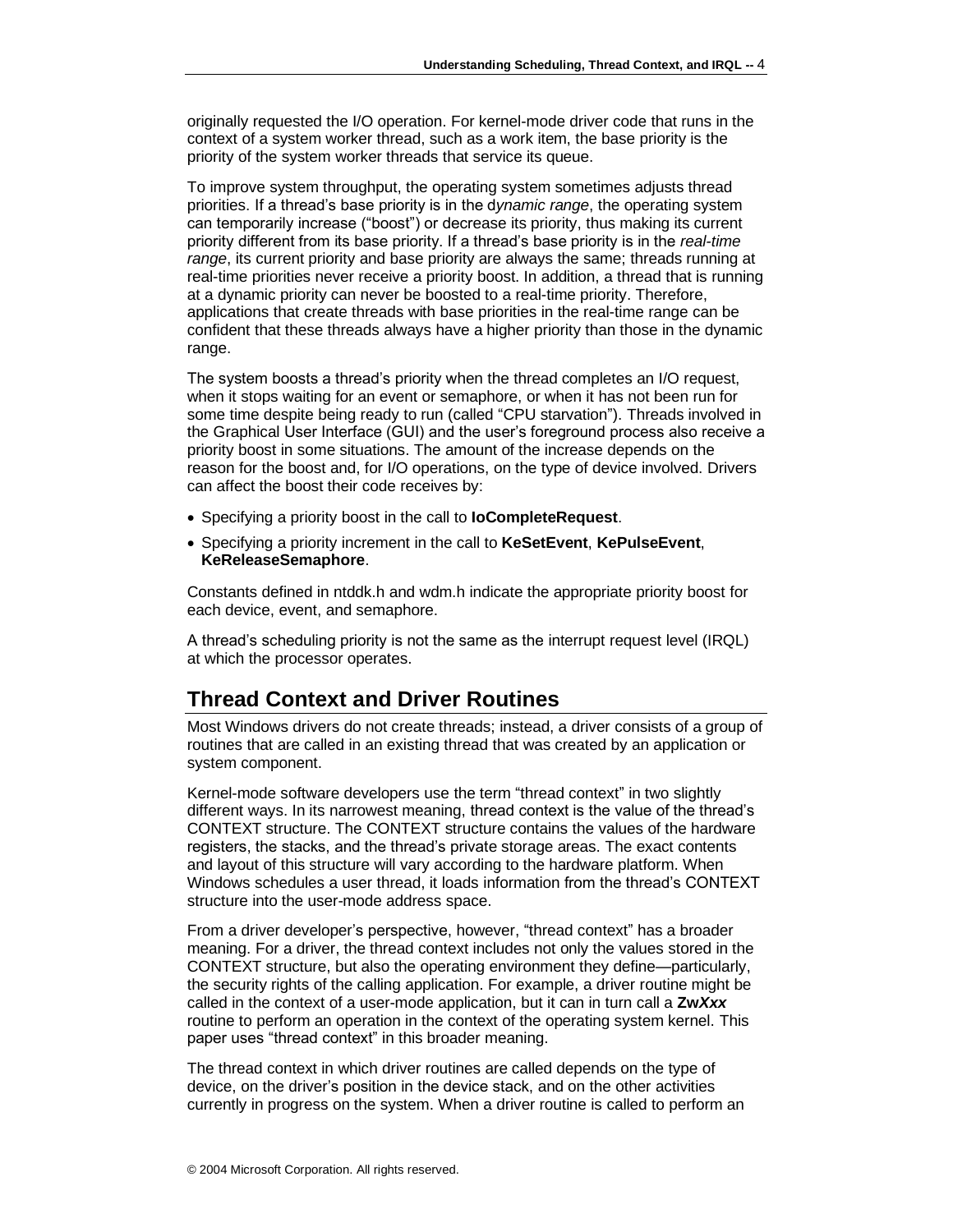originally requested the I/O operation. For kernel-mode driver code that runs in the context of a system worker thread, such as a work item, the base priority is the priority of the system worker threads that service its queue.

To improve system throughput, the operating system sometimes adjusts thread priorities. If a thread's base priority is in the d*ynamic range*, the operating system can temporarily increase ("boost") or decrease its priority, thus making its current priority different from its base priority. If a thread's base priority is in the *real-time range*, its current priority and base priority are always the same; threads running at real-time priorities never receive a priority boost. In addition, a thread that is running at a dynamic priority can never be boosted to a real-time priority. Therefore, applications that create threads with base priorities in the real-time range can be confident that these threads always have a higher priority than those in the dynamic range.

The system boosts a thread's priority when the thread completes an I/O request, when it stops waiting for an event or semaphore, or when it has not been run for some time despite being ready to run (called "CPU starvation"). Threads involved in the Graphical User Interface (GUI) and the user's foreground process also receive a priority boost in some situations. The amount of the increase depends on the reason for the boost and, for I/O operations, on the type of device involved. Drivers can affect the boost their code receives by:

- Specifying a priority boost in the call to **IoCompleteRequest**.
- Specifying a priority increment in the call to **KeSetEvent**, **KePulseEvent**, **KeReleaseSemaphore**.

Constants defined in ntddk.h and wdm.h indicate the appropriate priority boost for each device, event, and semaphore.

A thread's scheduling priority is not the same as the interrupt request level (IRQL) at which the processor operates.

## Thread Context and Driver Routines

Most Windows drivers do not create threads; instead, a driver consists of a group of routines that are called in an existing thread that was created by an application or system component.

Kernel-mode software developers use the term "thread context" in two slightly different ways. In its narrowest meaning, thread context is the value of the thread's CONTEXT structure. The CONTEXT structure contains the values of the hardware registers, the stacks, and the thread's private storage areas. The exact contents and layout of this structure will vary according to the hardware platform. When Windows schedules a user thread, it loads information from the thread's CONTEXT structure into the user-mode address space.

From a driver developer's perspective, however, "thread context" has a broader meaning. For a driver, the thread context includes not only the values stored in the CONTEXT structure, but also the operating environment they define—particularly, the security rights of the calling application. For example, a driver routine might be called in the context of a user-mode application, but it can in turn call a **Zw*Xxx*** routine to perform an operation in the context of the operating system kernel. This paper uses "thread context" in this broader meaning.

The thread context in which driver routines are called depends on the type of device, on the driver's position in the device stack, and on the other activities currently in progress on the system. When a driver routine is called to perform an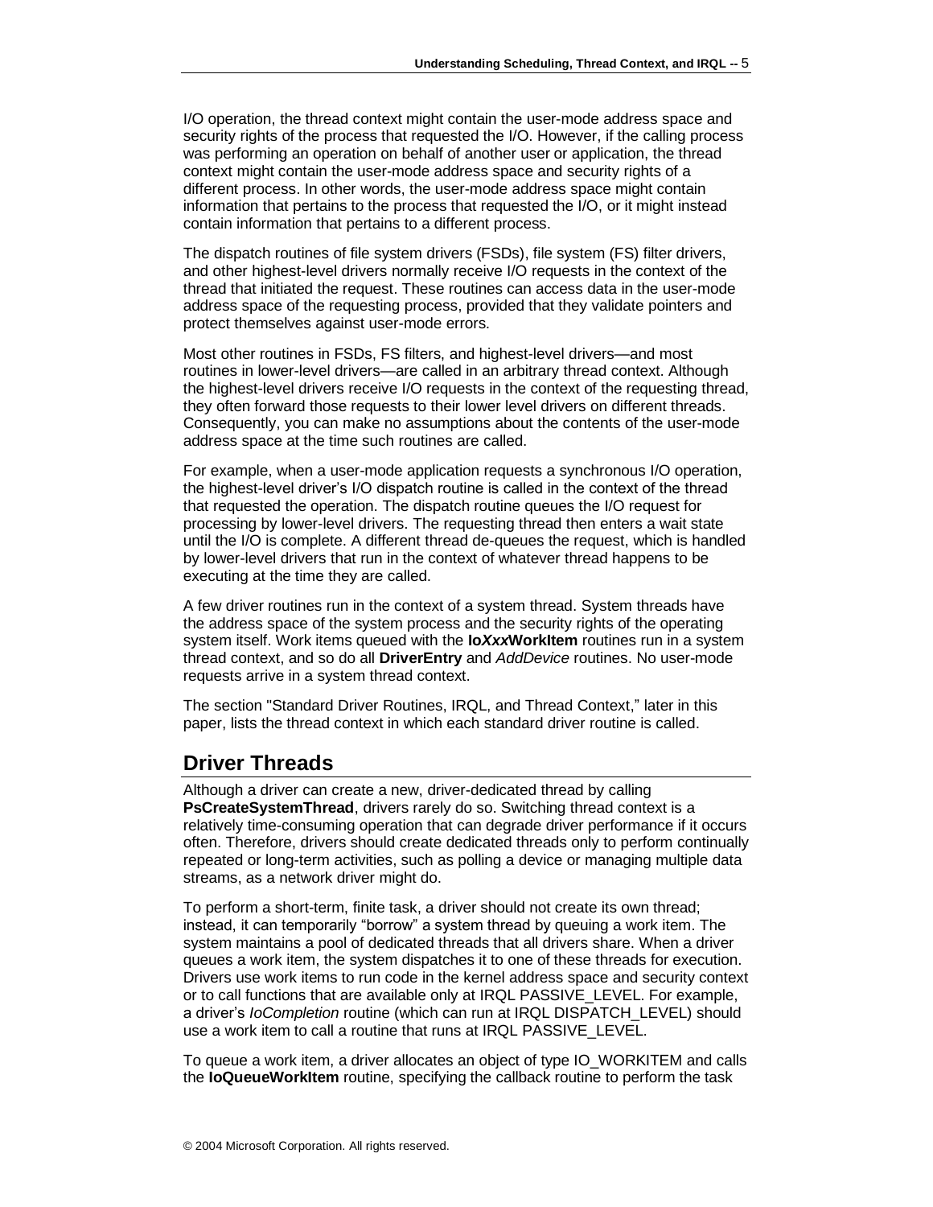I/O operation, the thread context might contain the user-mode address space and security rights of the process that requested the I/O. However, if the calling process was performing an operation on behalf of another user or application, the thread context might contain the user-mode address space and security rights of a different process. In other words, the user-mode address space might contain information that pertains to the process that requested the I/O, or it might instead contain information that pertains to a different process.

The dispatch routines of file system drivers (FSDs), file system (FS) filter drivers, and other highest-level drivers normally receive I/O requests in the context of the thread that initiated the request. These routines can access data in the user-mode address space of the requesting process, provided that they validate pointers and protect themselves against user-mode errors.

Most other routines in FSDs, FS filters, and highest-level drivers—and most routines in lower-level drivers—are called in an arbitrary thread context. Although the highest-level drivers receive I/O requests in the context of the requesting thread, they often forward those requests to their lower level drivers on different threads. Consequently, you can make no assumptions about the contents of the user-mode address space at the time such routines are called.

For example, when a user-mode application requests a synchronous I/O operation, the highest-level driver's I/O dispatch routine is called in the context of the thread that requested the operation. The dispatch routine queues the I/O request for processing by lower-level drivers. The requesting thread then enters a wait state until the I/O is complete. A different thread de-queues the request, which is handled by lower-level drivers that run in the context of whatever thread happens to be executing at the time they are called.

A few driver routines run in the context of a system thread. System threads have the address space of the system process and the security rights of the operating system itself. Work items queued with the **Io*Xxx*WorkItem** routines run in a system thread context, and so do all **DriverEntry** and *AddDevice* routines. No user-mode requests arrive in a system thread context.

The section "Standard Driver Routines, IRQL, and Thread Context," later in this paper, lists the thread context in which each standard driver routine is called.

## Driver Threads

Although a driver can create a new, driver-dedicated thread by calling **PsCreateSystemThread**, drivers rarely do so. Switching thread context is a relatively time-consuming operation that can degrade driver performance if it occurs often. Therefore, drivers should create dedicated threads only to perform continually repeated or long-term activities, such as polling a device or managing multiple data streams, as a network driver might do.

To perform a short-term, finite task, a driver should not create its own thread; instead, it can temporarily "borrow" a system thread by queuing a work item. The system maintains a pool of dedicated threads that all drivers share. When a driver queues a work item, the system dispatches it to one of these threads for execution. Drivers use work items to run code in the kernel address space and security context or to call functions that are available only at IRQL PASSIVE_LEVEL. For example, a driver's *IoCompletion* routine (which can run at IRQL DISPATCH_LEVEL) should use a work item to call a routine that runs at IRQL PASSIVE_LEVEL.

To queue a work item, a driver allocates an object of type IO_WORKITEM and calls the **IoQueueWorkItem** routine, specifying the callback routine to perform the task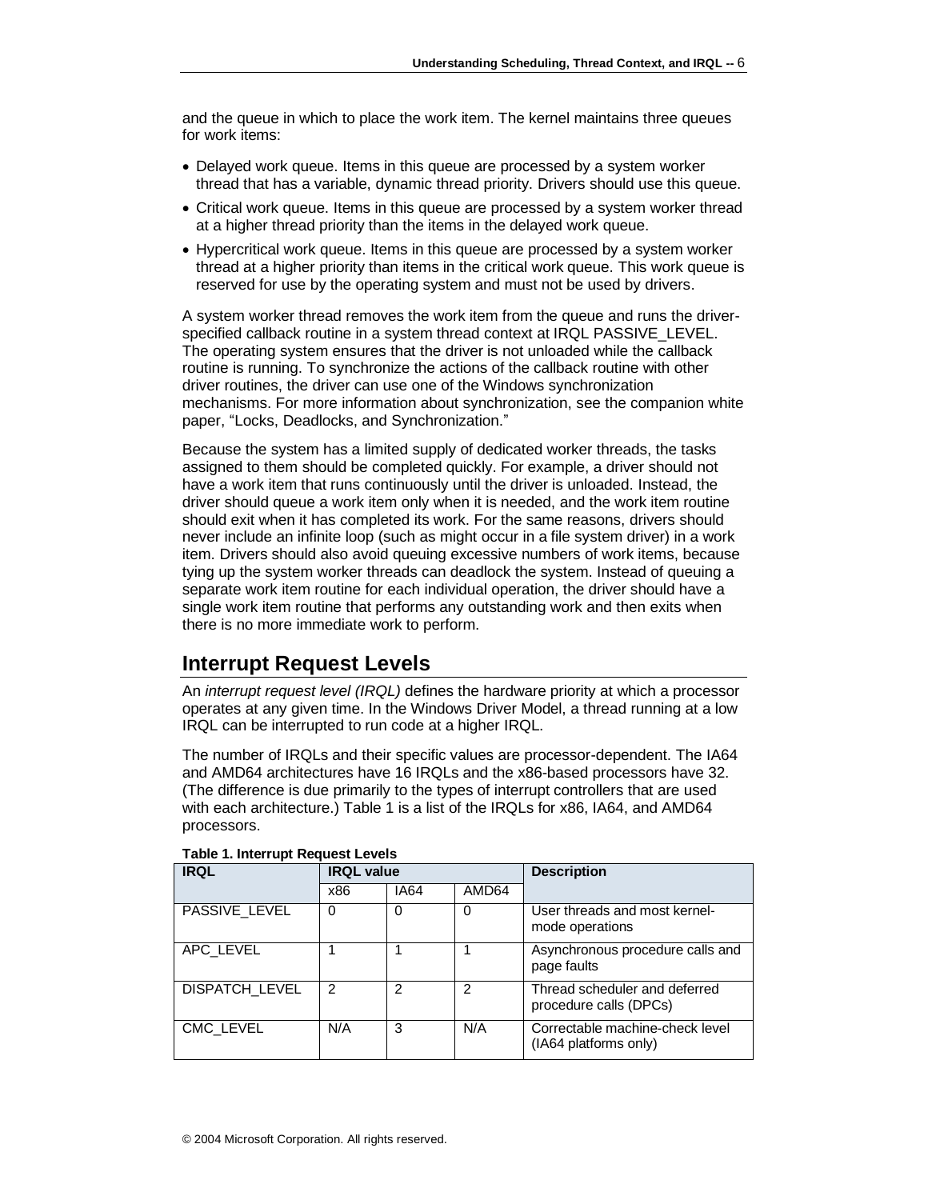and the queue in which to place the work item. The kernel maintains three queues for work items:

- Delayed work queue. Items in this queue are processed by a system worker thread that has a variable, dynamic thread priority. Drivers should use this queue.
- Critical work queue. Items in this queue are processed by a system worker thread at a higher thread priority than the items in the delayed work queue.
- Hypercritical work queue. Items in this queue are processed by a system worker thread at a higher priority than items in the critical work queue. This work queue is reserved for use by the operating system and must not be used by drivers.

A system worker thread removes the work item from the queue and runs the driver-specified callback routine in a system thread context at IRQL PASSIVE_LEVEL. The operating system ensures that the driver is not unloaded while the callback routine is running. To synchronize the actions of the callback routine with other driver routines, the driver can use one of the Windows synchronization mechanisms. For more information about synchronization, see the companion white paper, "Locks, Deadlocks, and Synchronization."

Because the system has a limited supply of dedicated worker threads, the tasks assigned to them should be completed quickly. For example, a driver should not have a work item that runs continuously until the driver is unloaded. Instead, the driver should queue a work item only when it is needed, and the work item routine should exit when it has completed its work. For the same reasons, drivers should never include an infinite loop (such as might occur in a file system driver) in a work item. Drivers should also avoid queuing excessive numbers of work items, because tying up the system worker threads can deadlock the system. Instead of queuing a separate work item routine for each individual operation, the driver should have a single work item routine that performs any outstanding work and then exits when there is no more immediate work to perform.

## Interrupt Request Levels

An *interrupt request level (IRQL)* defines the hardware priority at which a processor operates at any given time. In the Windows Driver Model, a thread running at a low IRQL can be interrupted to run code at a higher IRQL.

The number of IRQLs and their specific values are processor-dependent. The IA64 and AMD64 architectures have 16 IRQLs and the x86-based processors have 32. (The difference is due primarily to the types of interrupt controllers that are used with each architecture.) Table 1 is a list of the IRQLs for x86, IA64, and AMD64 processors.

**Table 1. Interrupt Request Levels**

| IRQL | IRQL value | | | Description |
|---|---|---|---|---|
| | x86 | IA64 | AMD64 | |
| PASSIVE_LEVEL | 0 | 0 | 0 | User threads and most kernel-mode operations |
| APC_LEVEL | 1 | 1 | 1 | Asynchronous procedure calls and page faults |
| DISPATCH_LEVEL | 2 | 2 | 2 | Thread scheduler and deferred procedure calls (DPCs) |
| CMC_LEVEL | N/A | 3 | N/A | Correctable machine-check level (IA64 platforms only) |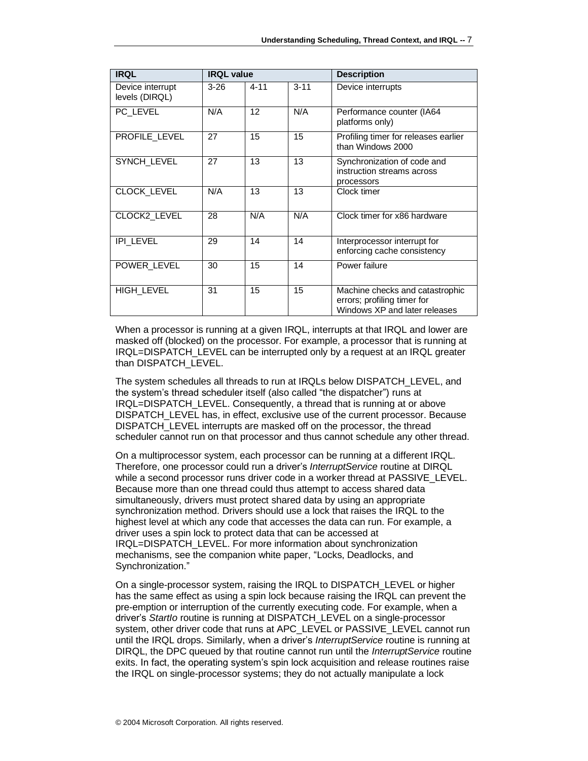| IRQL | IRQL value | | | Description |
|---|---|---|---|---|
| Device interrupt levels (DIRQL) | 3-26 | 4-11 | 3-11 | Device interrupts |
| PC_LEVEL | N/A | 12 | N/A | Performance counter (IA64 platforms only) |
| PROFILE_LEVEL | 27 | 15 | 15 | Profiling timer for releases earlier than Windows 2000 |
| SYNCH_LEVEL | 27 | 13 | 13 | Synchronization of code and instruction streams across processors |
| CLOCK_LEVEL | N/A | 13 | 13 | Clock timer |
| CLOCK2_LEVEL | 28 | N/A | N/A | Clock timer for x86 hardware |
| IPI_LEVEL | 29 | 14 | 14 | Interprocessor interrupt for enforcing cache consistency |
| POWER_LEVEL | 30 | 15 | 14 | Power failure |
| HIGH_LEVEL | 31 | 15 | 15 | Machine checks and catastrophic errors; profiling timer for Windows XP and later releases |

When a processor is running at a given IRQL, interrupts at that IRQL and lower are masked off (blocked) on the processor. For example, a processor that is running at IRQL=DISPATCH_LEVEL can be interrupted only by a request at an IRQL greater than DISPATCH_LEVEL.

The system schedules all threads to run at IRQLs below DISPATCH_LEVEL, and the system's thread scheduler itself (also called "the dispatcher") runs at IRQL=DISPATCH_LEVEL. Consequently, a thread that is running at or above DISPATCH_LEVEL has, in effect, exclusive use of the current processor. Because DISPATCH_LEVEL interrupts are masked off on the processor, the thread scheduler cannot run on that processor and thus cannot schedule any other thread.

On a multiprocessor system, each processor can be running at a different IRQL. Therefore, one processor could run a driver's *InterruptService* routine at DIRQL while a second processor runs driver code in a worker thread at PASSIVE_LEVEL. Because more than one thread could thus attempt to access shared data simultaneously, drivers must protect shared data by using an appropriate synchronization method. Drivers should use a lock that raises the IRQL to the highest level at which any code that accesses the data can run. For example, a driver uses a spin lock to protect data that can be accessed at IRQL=DISPATCH_LEVEL. For more information about synchronization mechanisms, see the companion white paper, "Locks, Deadlocks, and Synchronization."

On a single-processor system, raising the IRQL to DISPATCH_LEVEL or higher has the same effect as using a spin lock because raising the IRQL can prevent the pre-emption or interruption of the currently executing code. For example, when a driver's *StartIo* routine is running at DISPATCH_LEVEL on a single-processor system, other driver code that runs at APC_LEVEL or PASSIVE_LEVEL cannot run until the IRQL drops. Similarly, when a driver's *InterruptService* routine is running at DIRQL, the DPC queued by that routine cannot run until the *InterruptService* routine exits. In fact, the operating system's spin lock acquisition and release routines raise the IRQL on single-processor systems; they do not actually manipulate a lock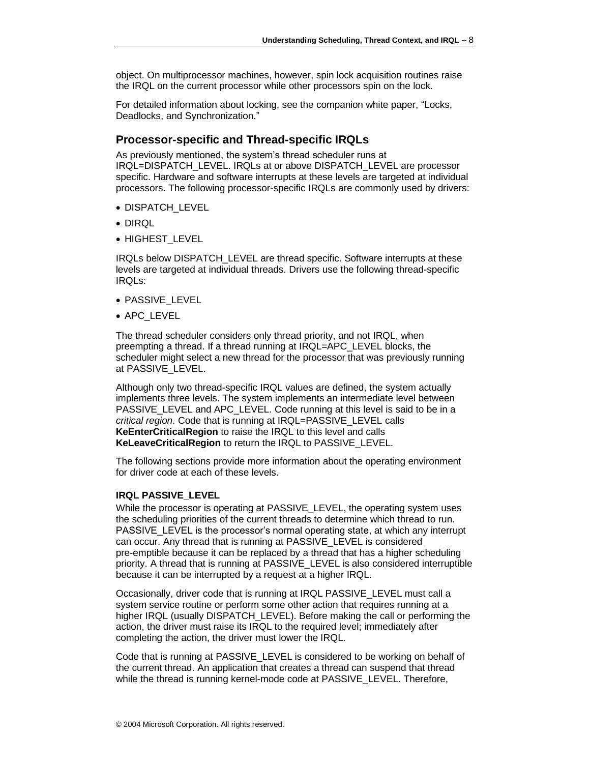object. On multiprocessor machines, however, spin lock acquisition routines raise the IRQL on the current processor while other processors spin on the lock.

For detailed information about locking, see the companion white paper, "Locks, Deadlocks, and Synchronization."

## Processor-specific and Thread-specific IRQLs

As previously mentioned, the system's thread scheduler runs at IRQL=DISPATCH_LEVEL. IRQLs at or above DISPATCH_LEVEL are processor specific. Hardware and software interrupts at these levels are targeted at individual processors. The following processor-specific IRQLs are commonly used by drivers:

- DISPATCH_LEVEL
- DIRQL
- HIGHEST_LEVEL

IRQLs below DISPATCH_LEVEL are thread specific. Software interrupts at these levels are targeted at individual threads. Drivers use the following thread-specific IRQLs:

- PASSIVE_LEVEL
- APC_LEVEL

The thread scheduler considers only thread priority, and not IRQL, when preempting a thread. If a thread running at IRQL=APC_LEVEL blocks, the scheduler might select a new thread for the processor that was previously running at PASSIVE_LEVEL.

Although only two thread-specific IRQL values are defined, the system actually implements three levels. The system implements an intermediate level between PASSIVE_LEVEL and APC_LEVEL. Code running at this level is said to be in a *critical region*. Code that is running at IRQL=PASSIVE_LEVEL calls **KeEnterCriticalRegion** to raise the IRQL to this level and calls **KeLeaveCriticalRegion** to return the IRQL to PASSIVE_LEVEL.

The following sections provide more information about the operating environment for driver code at each of these levels.

### IRQL PASSIVE_LEVEL

While the processor is operating at PASSIVE_LEVEL, the operating system uses the scheduling priorities of the current threads to determine which thread to run. PASSIVE_LEVEL is the processor's normal operating state, at which any interrupt can occur. Any thread that is running at PASSIVE_LEVEL is considered pre-emptible because it can be replaced by a thread that has a higher scheduling priority. A thread that is running at PASSIVE_LEVEL is also considered interruptible because it can be interrupted by a request at a higher IRQL.

Occasionally, driver code that is running at IRQL PASSIVE_LEVEL must call a system service routine or perform some other action that requires running at a higher IRQL (usually DISPATCH_LEVEL). Before making the call or performing the action, the driver must raise its IRQL to the required level; immediately after completing the action, the driver must lower the IRQL.

Code that is running at PASSIVE_LEVEL is considered to be working on behalf of the current thread. An application that creates a thread can suspend that thread while the thread is running kernel-mode code at PASSIVE_LEVEL. Therefore,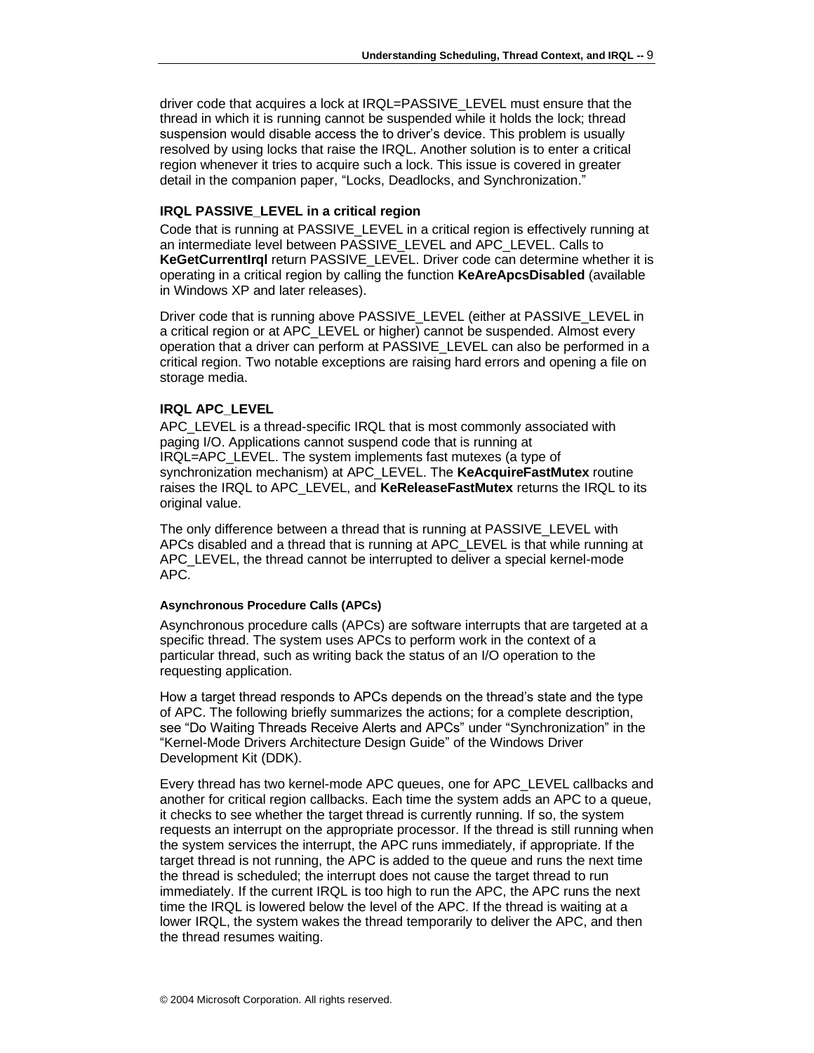driver code that acquires a lock at IRQL=PASSIVE_LEVEL must ensure that the thread in which it is running cannot be suspended while it holds the lock; thread suspension would disable access the to driver's device. This problem is usually resolved by using locks that raise the IRQL. Another solution is to enter a critical region whenever it tries to acquire such a lock. This issue is covered in greater detail in the companion paper, "Locks, Deadlocks, and Synchronization."

### IRQL PASSIVE_LEVEL in a critical region

Code that is running at PASSIVE_LEVEL in a critical region is effectively running at an intermediate level between PASSIVE_LEVEL and APC_LEVEL. Calls to **KeGetCurrentIrql** return PASSIVE_LEVEL. Driver code can determine whether it is operating in a critical region by calling the function **KeAreApcsDisabled** (available in Windows XP and later releases).

Driver code that is running above PASSIVE_LEVEL (either at PASSIVE_LEVEL in a critical region or at APC_LEVEL or higher) cannot be suspended. Almost every operation that a driver can perform at PASSIVE_LEVEL can also be performed in a critical region. Two notable exceptions are raising hard errors and opening a file on storage media.

### IRQL APC_LEVEL

APC_LEVEL is a thread-specific IRQL that is most commonly associated with paging I/O. Applications cannot suspend code that is running at IRQL=APC_LEVEL. The system implements fast mutexes (a type of synchronization mechanism) at APC_LEVEL. The **KeAcquireFastMutex** routine raises the IRQL to APC_LEVEL, and **KeReleaseFastMutex** returns the IRQL to its original value.

The only difference between a thread that is running at PASSIVE_LEVEL with APCs disabled and a thread that is running at APC_LEVEL is that while running at APC_LEVEL, the thread cannot be interrupted to deliver a special kernel-mode APC.

#### Asynchronous Procedure Calls (APCs)

Asynchronous procedure calls (APCs) are software interrupts that are targeted at a specific thread. The system uses APCs to perform work in the context of a particular thread, such as writing back the status of an I/O operation to the requesting application.

How a target thread responds to APCs depends on the thread's state and the type of APC. The following briefly summarizes the actions; for a complete description, see "Do Waiting Threads Receive Alerts and APCs" under "Synchronization" in the "Kernel-Mode Drivers Architecture Design Guide" of the Windows Driver Development Kit (DDK).

Every thread has two kernel-mode APC queues, one for APC_LEVEL callbacks and another for critical region callbacks. Each time the system adds an APC to a queue, it checks to see whether the target thread is currently running. If so, the system requests an interrupt on the appropriate processor. If the thread is still running when the system services the interrupt, the APC runs immediately, if appropriate. If the target thread is not running, the APC is added to the queue and runs the next time the thread is scheduled; the interrupt does not cause the target thread to run immediately. If the current IRQL is too high to run the APC, the APC runs the next time the IRQL is lowered below the level of the APC. If the thread is waiting at a lower IRQL, the system wakes the thread temporarily to deliver the APC, and then the thread resumes waiting.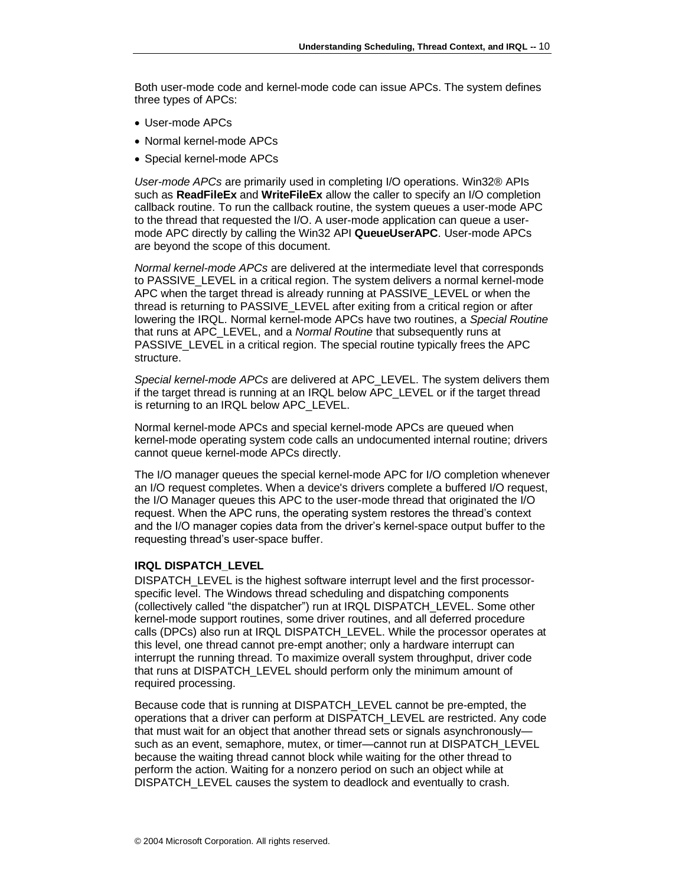Both user-mode code and kernel-mode code can issue APCs. The system defines three types of APCs:

- User-mode APCs
- Normal kernel-mode APCs
- Special kernel-mode APCs

*User-mode APCs* are primarily used in completing I/O operations. Win32® APIs such as **ReadFileEx** and **WriteFileEx** allow the caller to specify an I/O completion callback routine. To run the callback routine, the system queues a user-mode APC to the thread that requested the I/O. A user-mode application can queue a user-mode APC directly by calling the Win32 API **QueueUserAPC**. User-mode APCs are beyond the scope of this document.

*Normal kernel-mode APCs* are delivered at the intermediate level that corresponds to PASSIVE_LEVEL in a critical region. The system delivers a normal kernel-mode APC when the target thread is already running at PASSIVE_LEVEL or when the thread is returning to PASSIVE_LEVEL after exiting from a critical region or after lowering the IRQL. Normal kernel-mode APCs have two routines, a *Special Routine* that runs at APC_LEVEL, and a *Normal Routine* that subsequently runs at PASSIVE_LEVEL in a critical region. The special routine typically frees the APC structure.

*Special kernel-mode APCs* are delivered at APC_LEVEL. The system delivers them if the target thread is running at an IRQL below APC_LEVEL or if the target thread is returning to an IRQL below APC_LEVEL.

Normal kernel-mode APCs and special kernel-mode APCs are queued when kernel-mode operating system code calls an undocumented internal routine; drivers cannot queue kernel-mode APCs directly.

The I/O manager queues the special kernel-mode APC for I/O completion whenever an I/O request completes. When a device's drivers complete a buffered I/O request, the I/O Manager queues this APC to the user-mode thread that originated the I/O request. When the APC runs, the operating system restores the thread's context and the I/O manager copies data from the driver's kernel-space output buffer to the requesting thread's user-space buffer.

**IRQL DISPATCH_LEVEL**

DISPATCH_LEVEL is the highest software interrupt level and the first processor-specific level. The Windows thread scheduling and dispatching components (collectively called "the dispatcher") run at IRQL DISPATCH_LEVEL. Some other kernel-mode support routines, some driver routines, and all deferred procedure calls (DPCs) also run at IRQL DISPATCH_LEVEL. While the processor operates at this level, one thread cannot pre-empt another; only a hardware interrupt can interrupt the running thread. To maximize overall system throughput, driver code that runs at DISPATCH_LEVEL should perform only the minimum amount of required processing.

Because code that is running at DISPATCH_LEVEL cannot be pre-empted, the operations that a driver can perform at DISPATCH_LEVEL are restricted. Any code that must wait for an object that another thread sets or signals asynchronously—such as an event, semaphore, mutex, or timer—cannot run at DISPATCH_LEVEL because the waiting thread cannot block while waiting for the other thread to perform the action. Waiting for a nonzero period on such an object while at DISPATCH_LEVEL causes the system to deadlock and eventually to crash.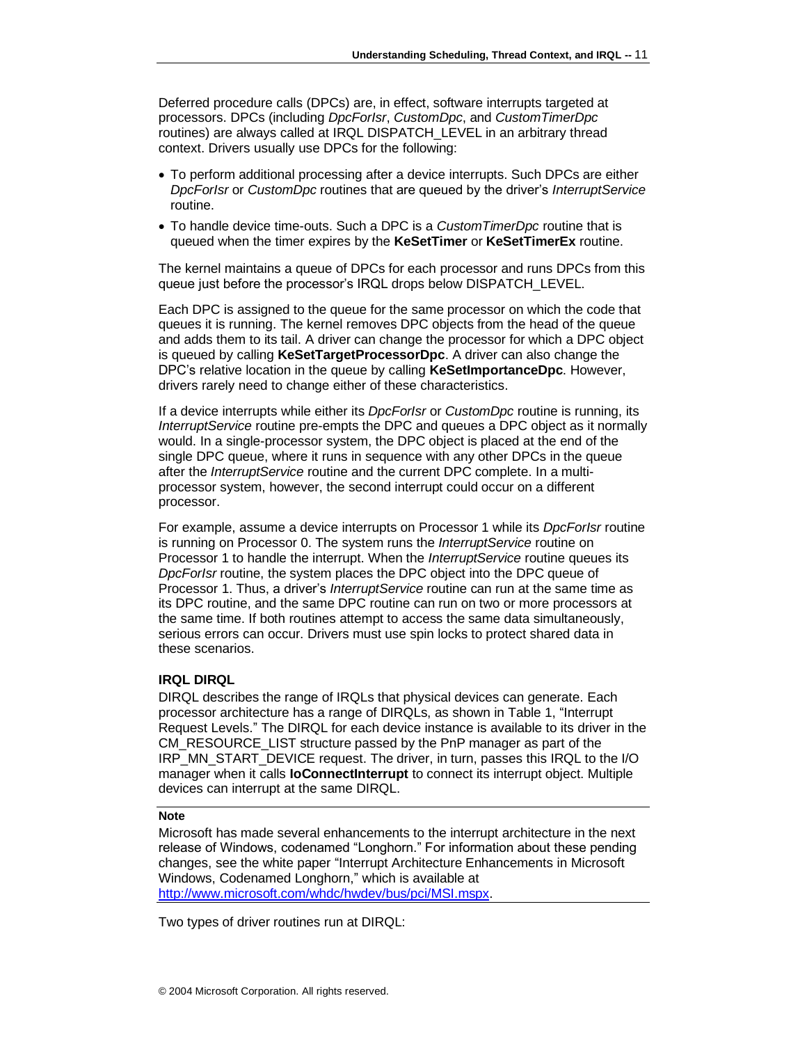Deferred procedure calls (DPCs) are, in effect, software interrupts targeted at processors. DPCs (including *DpcForIsr*, *CustomDpc*, and *CustomTimerDpc* routines) are always called at IRQL DISPATCH_LEVEL in an arbitrary thread context. Drivers usually use DPCs for the following:

- To perform additional processing after a device interrupts. Such DPCs are either *DpcForIsr* or *CustomDpc* routines that are queued by the driver's *InterruptService* routine.
- To handle device time-outs. Such a DPC is a *CustomTimerDpc* routine that is queued when the timer expires by the **KeSetTimer** or **KeSetTimerEx** routine.

The kernel maintains a queue of DPCs for each processor and runs DPCs from this queue just before the processor's IRQL drops below DISPATCH_LEVEL.

Each DPC is assigned to the queue for the same processor on which the code that queues it is running. The kernel removes DPC objects from the head of the queue and adds them to its tail. A driver can change the processor for which a DPC object is queued by calling **KeSetTargetProcessorDpc**. A driver can also change the DPC's relative location in the queue by calling **KeSetImportanceDpc**. However, drivers rarely need to change either of these characteristics.

If a device interrupts while either its *DpcForIsr* or *CustomDpc* routine is running, its *InterruptService* routine pre-empts the DPC and queues a DPC object as it normally would. In a single-processor system, the DPC object is placed at the end of the single DPC queue, where it runs in sequence with any other DPCs in the queue after the *InterruptService* routine and the current DPC complete. In a multi-processor system, however, the second interrupt could occur on a different processor.

For example, assume a device interrupts on Processor 1 while its *DpcForIsr* routine is running on Processor 0. The system runs the *InterruptService* routine on Processor 1 to handle the interrupt. When the *InterruptService* routine queues its *DpcForIsr* routine, the system places the DPC object into the DPC queue of Processor 1. Thus, a driver's *InterruptService* routine can run at the same time as its DPC routine, and the same DPC routine can run on two or more processors at the same time. If both routines attempt to access the same data simultaneously, serious errors can occur. Drivers must use spin locks to protect shared data in these scenarios.

#### IRQL DIRQL

DIRQL describes the range of IRQLs that physical devices can generate. Each processor architecture has a range of DIRQLs, as shown in Table 1, "Interrupt Request Levels." The DIRQL for each device instance is available to its driver in the CM_RESOURCE_LIST structure passed by the PnP manager as part of the IRP_MN_START_DEVICE request. The driver, in turn, passes this IRQL to the I/O manager when it calls **IoConnectInterrupt** to connect its interrupt object. Multiple devices can interrupt at the same DIRQL.

---

**Note**

Microsoft has made several enhancements to the interrupt architecture in the next release of Windows, codenamed "Longhorn." For information about these pending changes, see the white paper "Interrupt Architecture Enhancements in Microsoft Windows, Codenamed Longhorn," which is available at [http://www.microsoft.com/whdc/hwdev/bus/pci/MSI.mspx](http://www.microsoft.com/whdc/hwdev/bus/pci/MSI.mspx).

---

Two types of driver routines run at DIRQL: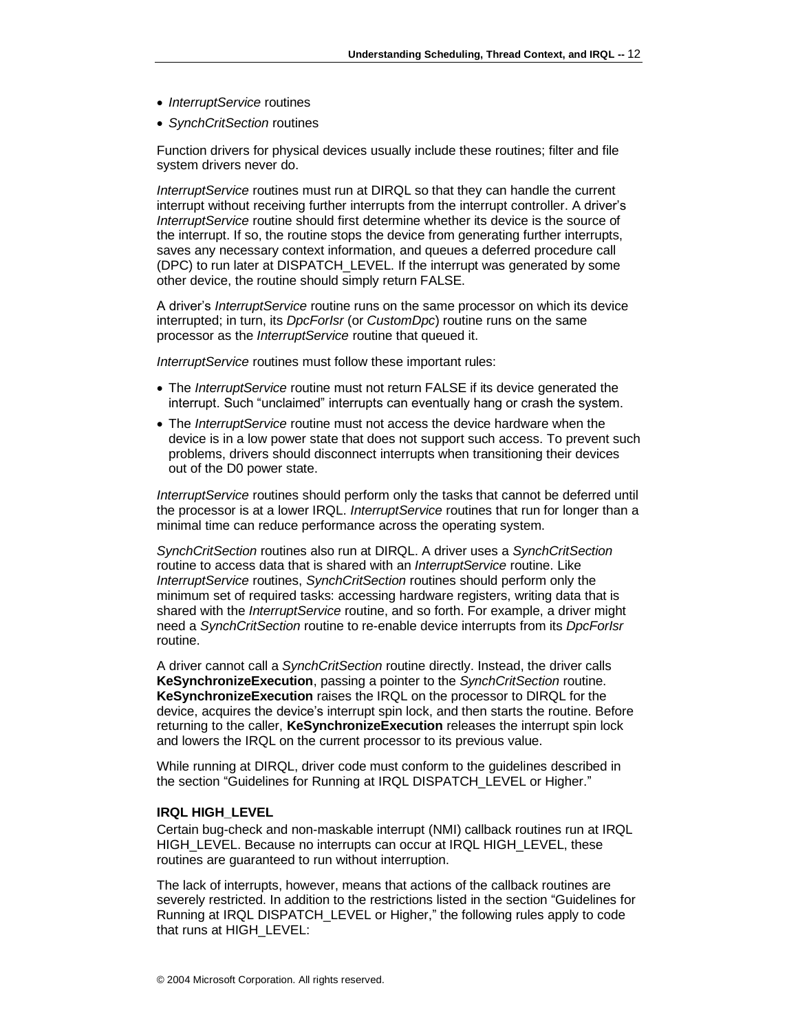- *InterruptService* routines
- *SynchCritSection* routines

Function drivers for physical devices usually include these routines; filter and file system drivers never do.

*InterruptService* routines must run at DIRQL so that they can handle the current interrupt without receiving further interrupts from the interrupt controller. A driver's *InterruptService* routine should first determine whether its device is the source of the interrupt. If so, the routine stops the device from generating further interrupts, saves any necessary context information, and queues a deferred procedure call (DPC) to run later at DISPATCH_LEVEL. If the interrupt was generated by some other device, the routine should simply return FALSE.

A driver's *InterruptService* routine runs on the same processor on which its device interrupted; in turn, its *DpcForIsr* (or *CustomDpc*) routine runs on the same processor as the *InterruptService* routine that queued it.

*InterruptService* routines must follow these important rules:

- The *InterruptService* routine must not return FALSE if its device generated the interrupt. Such "unclaimed" interrupts can eventually hang or crash the system.
- The *InterruptService* routine must not access the device hardware when the device is in a low power state that does not support such access. To prevent such problems, drivers should disconnect interrupts when transitioning their devices out of the D0 power state.

*InterruptService* routines should perform only the tasks that cannot be deferred until the processor is at a lower IRQL. *InterruptService* routines that run for longer than a minimal time can reduce performance across the operating system.

*SynchCritSection* routines also run at DIRQL. A driver uses a *SynchCritSection* routine to access data that is shared with an *InterruptService* routine. Like *InterruptService* routines, *SynchCritSection* routines should perform only the minimum set of required tasks: accessing hardware registers, writing data that is shared with the *InterruptService* routine, and so forth. For example, a driver might need a *SynchCritSection* routine to re-enable device interrupts from its *DpcForIsr* routine.

A driver cannot call a *SynchCritSection* routine directly. Instead, the driver calls **KeSynchronizeExecution**, passing a pointer to the *SynchCritSection* routine. **KeSynchronizeExecution** raises the IRQL on the processor to DIRQL for the device, acquires the device's interrupt spin lock, and then starts the routine. Before returning to the caller, **KeSynchronizeExecution** releases the interrupt spin lock and lowers the IRQL on the current processor to its previous value.

While running at DIRQL, driver code must conform to the guidelines described in the section "Guidelines for Running at IRQL DISPATCH_LEVEL or Higher."

#### IRQL HIGH_LEVEL

Certain bug-check and non-maskable interrupt (NMI) callback routines run at IRQL HIGH_LEVEL. Because no interrupts can occur at IRQL HIGH_LEVEL, these routines are guaranteed to run without interruption.

The lack of interrupts, however, means that actions of the callback routines are severely restricted. In addition to the restrictions listed in the section "Guidelines for Running at IRQL DISPATCH_LEVEL or Higher," the following rules apply to code that runs at HIGH_LEVEL: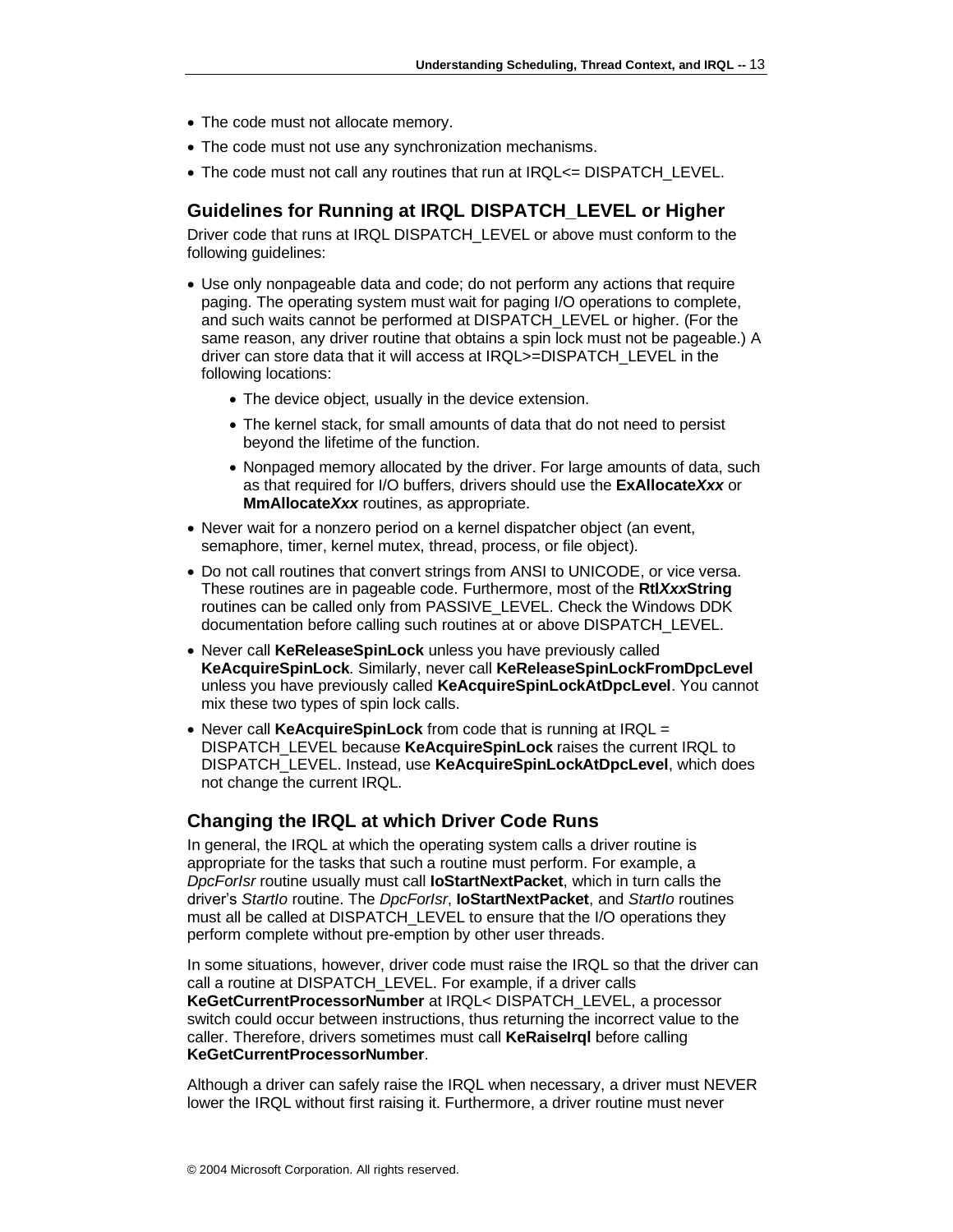- The code must not allocate memory.
- The code must not use any synchronization mechanisms.
- The code must not call any routines that run at IRQL<= DISPATCH_LEVEL.

## Guidelines for Running at IRQL DISPATCH_LEVEL or Higher

Driver code that runs at IRQL DISPATCH_LEVEL or above must conform to the following guidelines:

- Use only nonpageable data and code; do not perform any actions that require paging. The operating system must wait for paging I/O operations to complete, and such waits cannot be performed at DISPATCH_LEVEL or higher. (For the same reason, any driver routine that obtains a spin lock must not be pageable.) A driver can store data that it will access at IRQL>=DISPATCH_LEVEL in the following locations:
  - The device object, usually in the device extension.
  - The kernel stack, for small amounts of data that do not need to persist beyond the lifetime of the function.
  - Nonpaged memory allocated by the driver. For large amounts of data, such as that required for I/O buffers, drivers should use the **ExAllocate*Xxx*** or **MmAllocate*Xxx*** routines, as appropriate.
- Never wait for a nonzero period on a kernel dispatcher object (an event, semaphore, timer, kernel mutex, thread, process, or file object).
- Do not call routines that convert strings from ANSI to UNICODE, or vice versa. These routines are in pageable code. Furthermore, most of the **Rtl*Xxx*String** routines can be called only from PASSIVE_LEVEL. Check the Windows DDK documentation before calling such routines at or above DISPATCH_LEVEL.
- Never call **KeReleaseSpinLock** unless you have previously called **KeAcquireSpinLock**. Similarly, never call **KeReleaseSpinLockFromDpcLevel** unless you have previously called **KeAcquireSpinLockAtDpcLevel**. You cannot mix these two types of spin lock calls.
- Never call **KeAcquireSpinLock** from code that is running at IRQL = DISPATCH_LEVEL because **KeAcquireSpinLock** raises the current IRQL to DISPATCH_LEVEL. Instead, use **KeAcquireSpinLockAtDpcLevel**, which does not change the current IRQL.

## Changing the IRQL at which Driver Code Runs

In general, the IRQL at which the operating system calls a driver routine is appropriate for the tasks that such a routine must perform. For example, a *DpcForIsr* routine usually must call **IoStartNextPacket**, which in turn calls the driver's *StartIo* routine. The *DpcForIsr*, **IoStartNextPacket**, and *StartIo* routines must all be called at DISPATCH_LEVEL to ensure that the I/O operations they perform complete without pre-emption by other user threads.

In some situations, however, driver code must raise the IRQL so that the driver can call a routine at DISPATCH_LEVEL. For example, if a driver calls **KeGetCurrentProcessorNumber** at IRQL< DISPATCH_LEVEL, a processor switch could occur between instructions, thus returning the incorrect value to the caller. Therefore, drivers sometimes must call **KeRaiseIrql** before calling **KeGetCurrentProcessorNumber**.

Although a driver can safely raise the IRQL when necessary, a driver must NEVER lower the IRQL without first raising it. Furthermore, a driver routine must never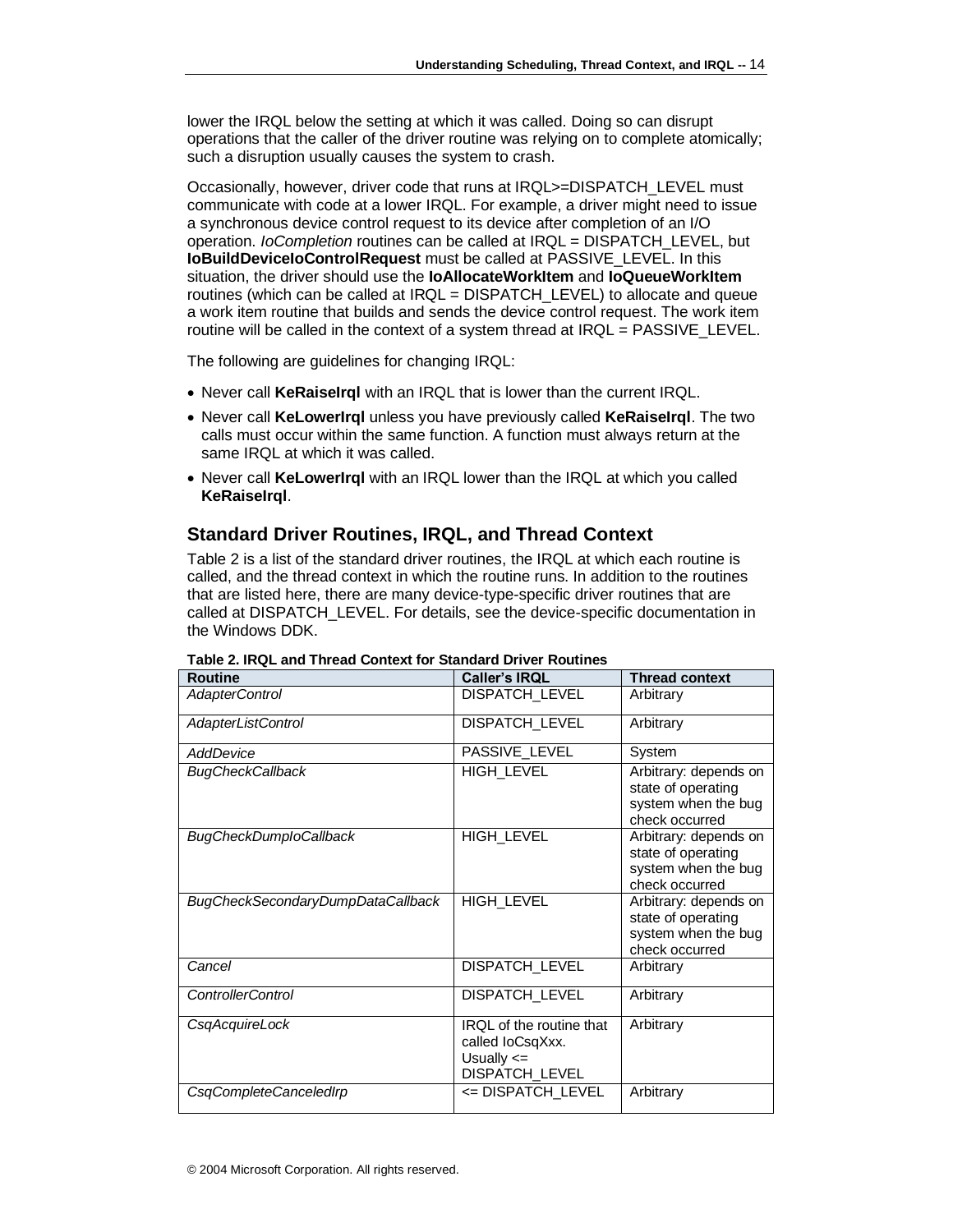lower the IRQL below the setting at which it was called. Doing so can disrupt operations that the caller of the driver routine was relying on to complete atomically; such a disruption usually causes the system to crash.

Occasionally, however, driver code that runs at IRQL>=DISPATCH_LEVEL must communicate with code at a lower IRQL. For example, a driver might need to issue a synchronous device control request to its device after completion of an I/O operation. *IoCompletion* routines can be called at IRQL = DISPATCH_LEVEL, but **IoBuildDeviceIoControlRequest** must be called at PASSIVE_LEVEL. In this situation, the driver should use the **IoAllocateWorkItem** and **IoQueueWorkItem** routines (which can be called at IRQL = DISPATCH_LEVEL) to allocate and queue a work item routine that builds and sends the device control request. The work item routine will be called in the context of a system thread at IRQL = PASSIVE_LEVEL.

The following are guidelines for changing IRQL:

- Never call **KeRaiseIrql** with an IRQL that is lower than the current IRQL.
- Never call **KeLowerIrql** unless you have previously called **KeRaiseIrql**. The two calls must occur within the same function. A function must always return at the same IRQL at which it was called.
- Never call **KeLowerIrql** with an IRQL lower than the IRQL at which you called **KeRaiseIrql**.

## Standard Driver Routines, IRQL, and Thread Context

Table 2 is a list of the standard driver routines, the IRQL at which each routine is called, and the thread context in which the routine runs. In addition to the routines that are listed here, there are many device-type-specific driver routines that are called at DISPATCH_LEVEL. For details, see the device-specific documentation in the Windows DDK.

**Table 2. IRQL and Thread Context for Standard Driver Routines**

| Routine | Caller's IRQL | Thread context |
|---|---|---|
| *AdapterControl* | DISPATCH_LEVEL | Arbitrary |
| *AdapterListControl* | DISPATCH_LEVEL | Arbitrary |
| *AddDevice* | PASSIVE_LEVEL | System |
| *BugCheckCallback* | HIGH_LEVEL | Arbitrary: depends on state of operating system when the bug check occurred |
| *BugCheckDumpIoCallback* | HIGH_LEVEL | Arbitrary: depends on state of operating system when the bug check occurred |
| *BugCheckSecondaryDumpDataCallback* | HIGH_LEVEL | Arbitrary: depends on state of operating system when the bug check occurred |
| *Cancel* | DISPATCH_LEVEL | Arbitrary |
| *ControllerControl* | DISPATCH_LEVEL | Arbitrary |
| *CsqAcquireLock* | IRQL of the routine that called IoCsqXxx. Usually <= DISPATCH_LEVEL | Arbitrary |
| *CsqCompleteCanceledIrp* | <= DISPATCH_LEVEL | Arbitrary |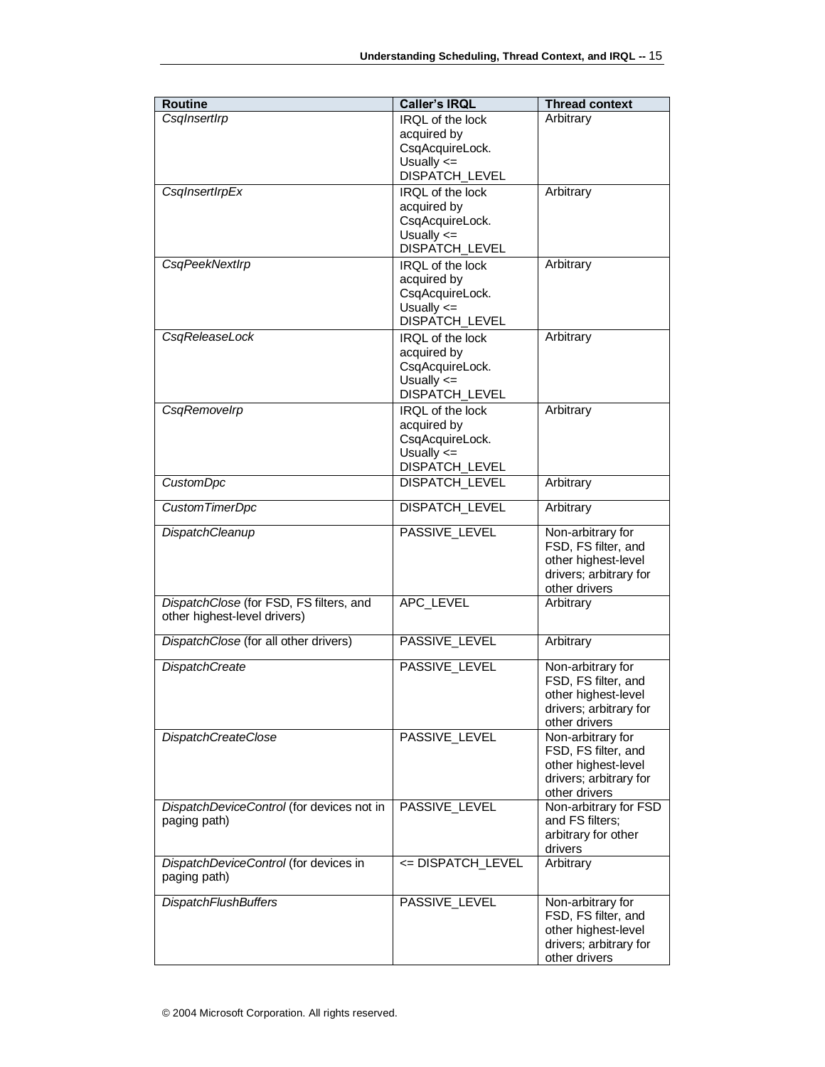| Routine | Caller's IRQL | Thread context |
|---|---|---|
| *CsqInsertIrp* | IRQL of the lock acquired by CsqAcquireLock. Usually <= DISPATCH_LEVEL | Arbitrary |
| *CsqInsertIrpEx* | IRQL of the lock acquired by CsqAcquireLock. Usually <= DISPATCH_LEVEL | Arbitrary |
| *CsqPeekNextIrp* | IRQL of the lock acquired by CsqAcquireLock. Usually <= DISPATCH_LEVEL | Arbitrary |
| *CsqReleaseLock* | IRQL of the lock acquired by CsqAcquireLock. Usually <= DISPATCH_LEVEL | Arbitrary |
| *CsqRemoveIrp* | IRQL of the lock acquired by CsqAcquireLock. Usually <= DISPATCH_LEVEL | Arbitrary |
| *CustomDpc* | DISPATCH_LEVEL | Arbitrary |
| *CustomTimerDpc* | DISPATCH_LEVEL | Arbitrary |
| *DispatchCleanup* | PASSIVE_LEVEL | Non-arbitrary for FSD, FS filter, and other highest-level drivers; arbitrary for other drivers |
| *DispatchClose* (for FSD, FS filters, and other highest-level drivers) | APC_LEVEL | Arbitrary |
| *DispatchClose* (for all other drivers) | PASSIVE_LEVEL | Arbitrary |
| *DispatchCreate* | PASSIVE_LEVEL | Non-arbitrary for FSD, FS filter, and other highest-level drivers; arbitrary for other drivers |
| *DispatchCreateClose* | PASSIVE_LEVEL | Non-arbitrary for FSD, FS filter, and other highest-level drivers; arbitrary for other drivers |
| *DispatchDeviceControl* (for devices not in paging path) | PASSIVE_LEVEL | Non-arbitrary for FSD and FS filters; arbitrary for other drivers |
| *DispatchDeviceControl* (for devices in paging path) | <= DISPATCH_LEVEL | Arbitrary |
| *DispatchFlushBuffers* | PASSIVE_LEVEL | Non-arbitrary for FSD, FS filter, and other highest-level drivers; arbitrary for other drivers |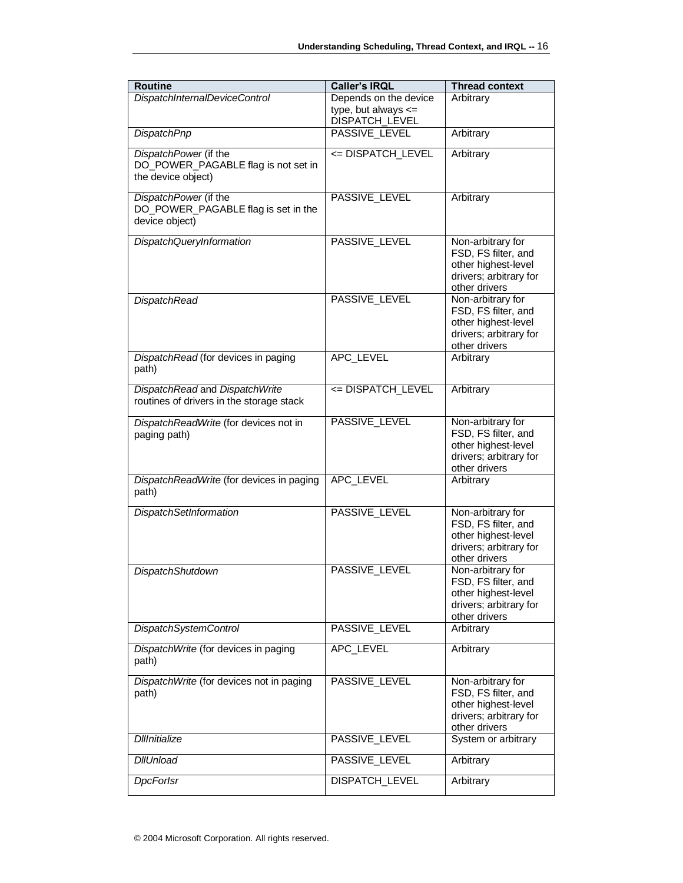| Routine | Caller's IRQL | Thread context |
|---|---|---|
| *DispatchInternalDeviceControl* | Depends on the device type, but always <= DISPATCH_LEVEL | Arbitrary |
| *DispatchPnp* | PASSIVE_LEVEL | Arbitrary |
| *DispatchPower* (if the DO_POWER_PAGABLE flag is not set in the device object) | <= DISPATCH_LEVEL | Arbitrary |
| *DispatchPower* (if the DO_POWER_PAGABLE flag is set in the device object) | PASSIVE_LEVEL | Arbitrary |
| *DispatchQueryInformation* | PASSIVE_LEVEL | Non-arbitrary for FSD, FS filter, and other highest-level drivers; arbitrary for other drivers |
| *DispatchRead* | PASSIVE_LEVEL | Non-arbitrary for FSD, FS filter, and other highest-level drivers; arbitrary for other drivers |
| *DispatchRead* (for devices in paging path) | APC_LEVEL | Arbitrary |
| *DispatchRead* and *DispatchWrite* routines of drivers in the storage stack | <= DISPATCH_LEVEL | Arbitrary |
| *DispatchReadWrite* (for devices not in paging path) | PASSIVE_LEVEL | Non-arbitrary for FSD, FS filter, and other highest-level drivers; arbitrary for other drivers |
| *DispatchReadWrite* (for devices in paging path) | APC_LEVEL | Arbitrary |
| *DispatchSetInformation* | PASSIVE_LEVEL | Non-arbitrary for FSD, FS filter, and other highest-level drivers; arbitrary for other drivers |
| *DispatchShutdown* | PASSIVE_LEVEL | Non-arbitrary for FSD, FS filter, and other highest-level drivers; arbitrary for other drivers |
| *DispatchSystemControl* | PASSIVE_LEVEL | Arbitrary |
| *DispatchWrite* (for devices in paging path) | APC_LEVEL | Arbitrary |
| *DispatchWrite* (for devices not in paging path) | PASSIVE_LEVEL | Non-arbitrary for FSD, FS filter, and other highest-level drivers; arbitrary for other drivers |
| *DllInitialize* | PASSIVE_LEVEL | System or arbitrary |
| *DllUnload* | PASSIVE_LEVEL | Arbitrary |
| *DpcForIsr* | DISPATCH_LEVEL | Arbitrary |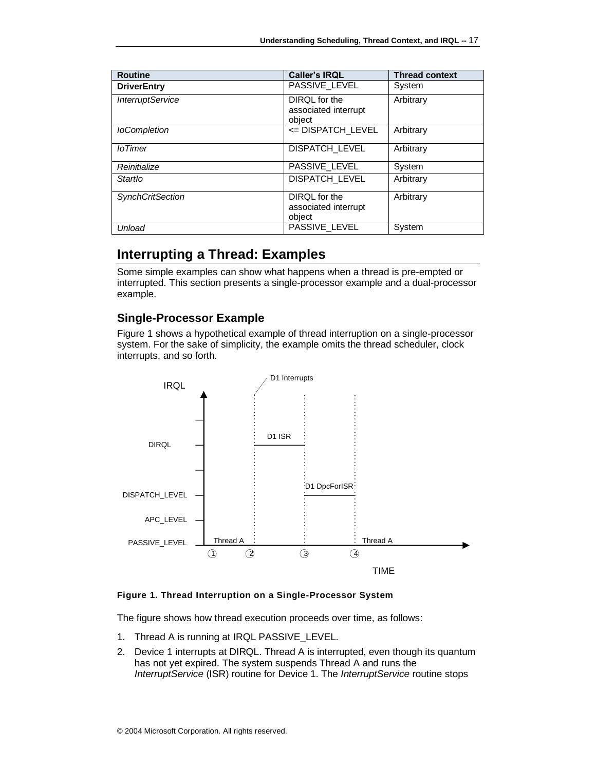| Routine | Caller's IRQL | Thread context |
|---|---|---|
| **DriverEntry** | PASSIVE_LEVEL | System |
| *InterruptService* | DIRQL for the associated interrupt object | Arbitrary |
| *IoCompletion* | <= DISPATCH_LEVEL | Arbitrary |
| *IoTimer* | DISPATCH_LEVEL | Arbitrary |
| *Reinitialize* | PASSIVE_LEVEL | System |
| *StartIo* | DISPATCH_LEVEL | Arbitrary |
| *SynchCritSection* | DIRQL for the associated interrupt object | Arbitrary |
| *Unload* | PASSIVE_LEVEL | System |

## Interrupting a Thread: Examples

Some simple examples can show what happens when a thread is pre-empted or interrupted. This section presents a single-processor example and a dual-processor example.

### Single-Processor Example

Figure 1 shows a hypothetical example of thread interruption on a single-processor system. For the sake of simplicity, the example omits the thread scheduler, clock interrupts, and so forth.

**Figure 1. Thread Interruption on a Single-Processor System**

The figure shows how thread execution proceeds over time, as follows:

1. Thread A is running at IRQL PASSIVE_LEVEL.
2. Device 1 interrupts at DIRQL. Thread A is interrupted, even though its quantum has not yet expired. The system suspends Thread A and runs the *InterruptService* (ISR) routine for Device 1. The *InterruptService* routine stops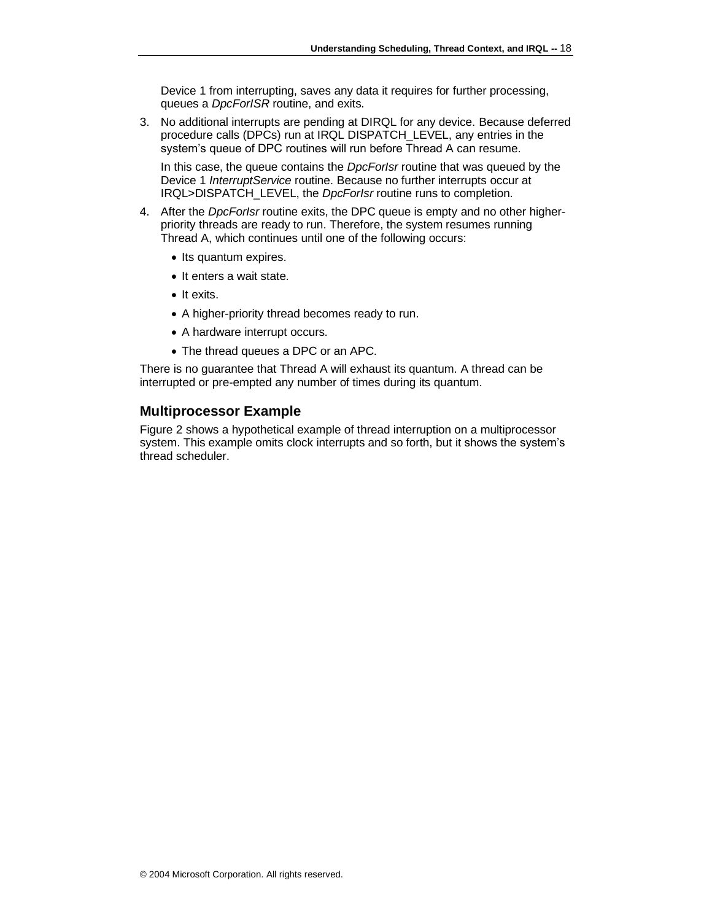Device 1 from interrupting, saves any data it requires for further processing, queues a *DpcForISR* routine, and exits.

3. No additional interrupts are pending at DIRQL for any device. Because deferred procedure calls (DPCs) run at IRQL DISPATCH_LEVEL, any entries in the system's queue of DPC routines will run before Thread A can resume.

   In this case, the queue contains the *DpcForIsr* routine that was queued by the Device 1 *InterruptService* routine. Because no further interrupts occur at IRQL>DISPATCH_LEVEL, the *DpcForIsr* routine runs to completion.

4. After the *DpcForIsr* routine exits, the DPC queue is empty and no other higher-priority threads are ready to run. Therefore, the system resumes running Thread A, which continues until one of the following occurs:

   - Its quantum expires.
   - It enters a wait state.
   - It exits.
   - A higher-priority thread becomes ready to run.
   - A hardware interrupt occurs.
   - The thread queues a DPC or an APC.

There is no guarantee that Thread A will exhaust its quantum. A thread can be interrupted or pre-empted any number of times during its quantum.

### Multiprocessor Example

Figure 2 shows a hypothetical example of thread interruption on a multiprocessor system. This example omits clock interrupts and so forth, but it shows the system's thread scheduler.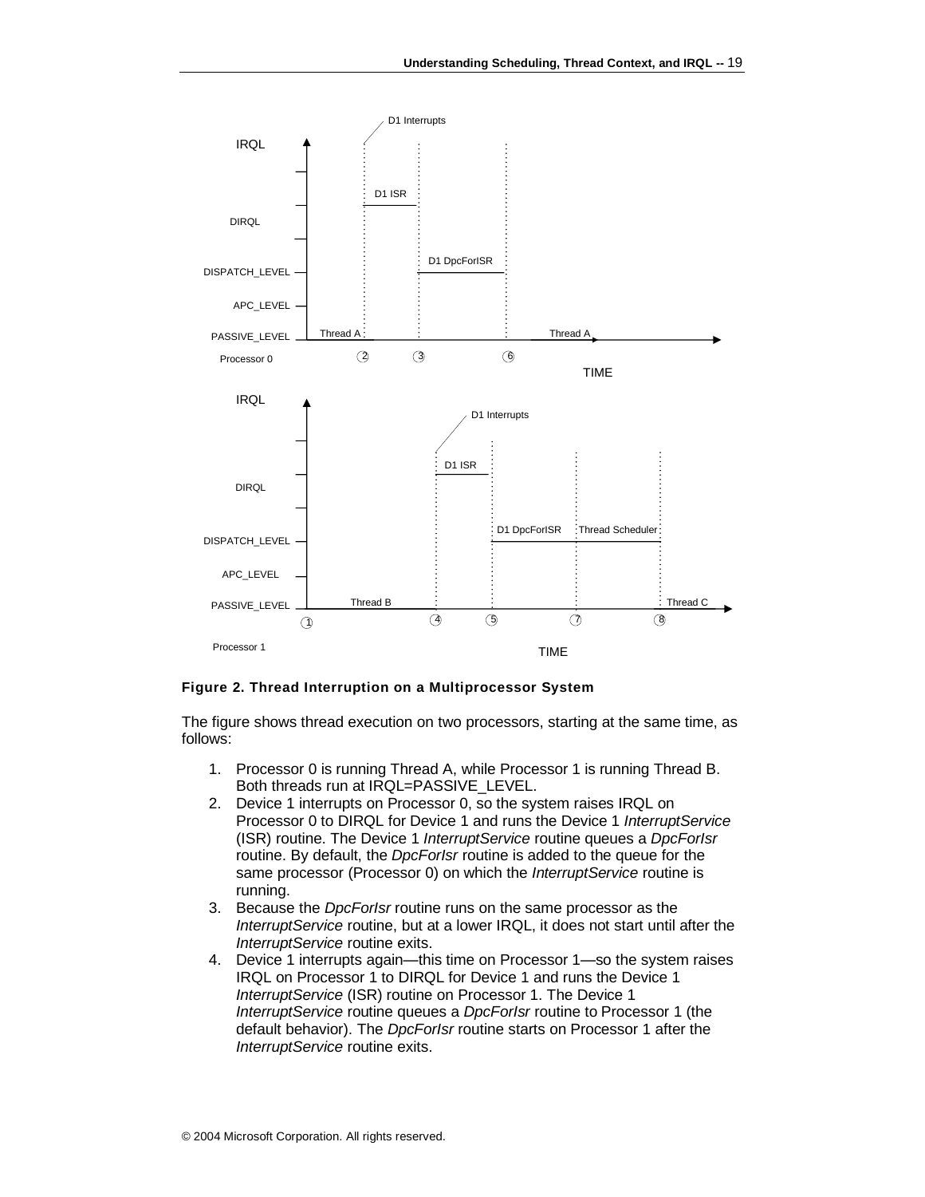**Figure 2. Thread Interruption on a Multiprocessor System**

The figure shows thread execution on two processors, starting at the same time, as follows:

1. Processor 0 is running Thread A, while Processor 1 is running Thread B. Both threads run at IRQL=PASSIVE_LEVEL.
2. Device 1 interrupts on Processor 0, so the system raises IRQL on Processor 0 to DIRQL for Device 1 and runs the Device 1 *InterruptService* (ISR) routine. The Device 1 *InterruptService* routine queues a *DpcForIsr* routine. By default, the *DpcForIsr* routine is added to the queue for the same processor (Processor 0) on which the *InterruptService* routine is running.
3. Because the *DpcForIsr* routine runs on the same processor as the *InterruptService* routine, but at a lower IRQL, it does not start until after the *InterruptService* routine exits.
4. Device 1 interrupts again—this time on Processor 1—so the system raises IRQL on Processor 1 to DIRQL for Device 1 and runs the Device 1 *InterruptService* (ISR) routine on Processor 1. The Device 1 *InterruptService* routine queues a *DpcForIsr* routine to Processor 1 (the default behavior). The *DpcForIsr* routine starts on Processor 1 after the *InterruptService* routine exits.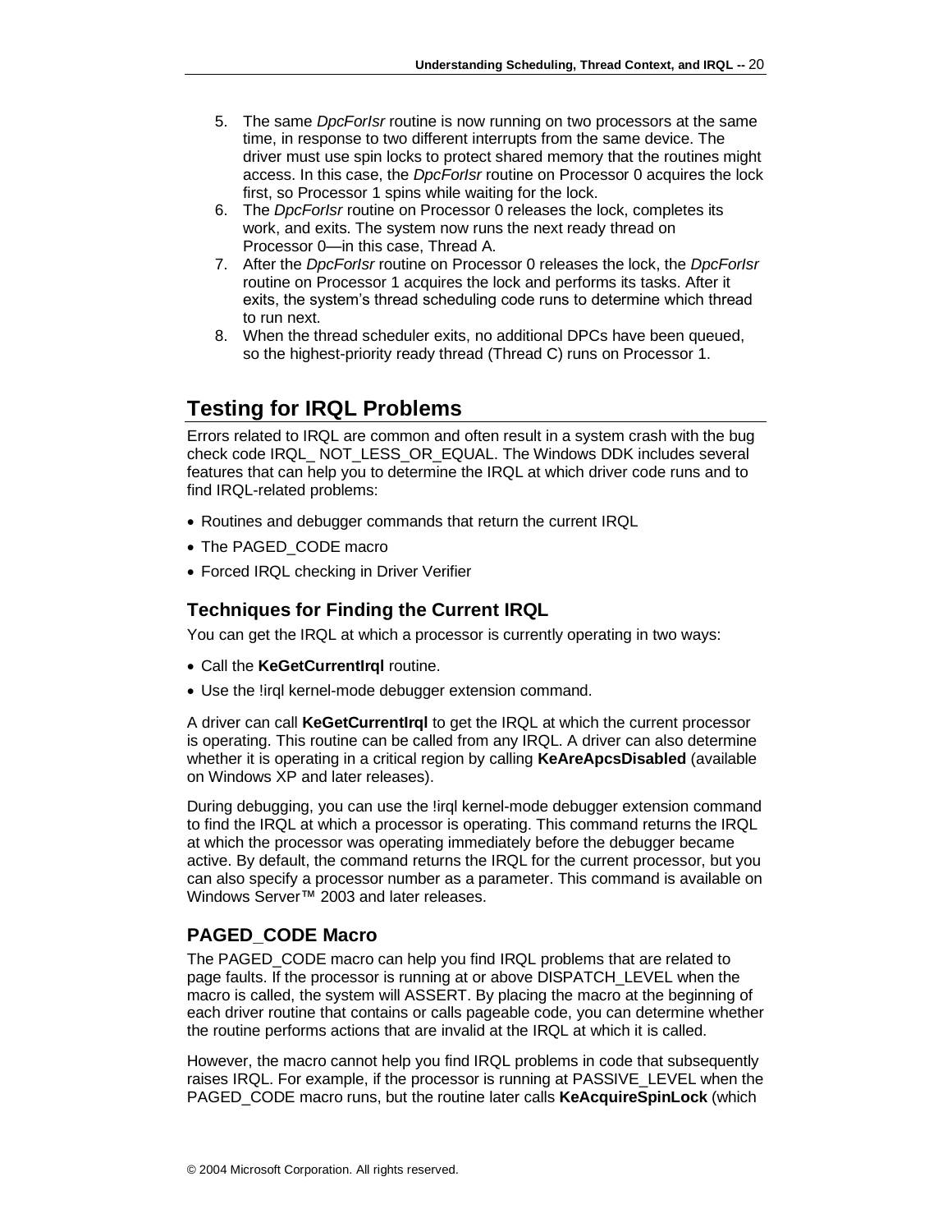5. The same *DpcForIsr* routine is now running on two processors at the same time, in response to two different interrupts from the same device. The driver must use spin locks to protect shared memory that the routines might access. In this case, the *DpcForIsr* routine on Processor 0 acquires the lock first, so Processor 1 spins while waiting for the lock.
6. The *DpcForIsr* routine on Processor 0 releases the lock, completes its work, and exits. The system now runs the next ready thread on Processor 0—in this case, Thread A.
7. After the *DpcForIsr* routine on Processor 0 releases the lock, the *DpcForIsr* routine on Processor 1 acquires the lock and performs its tasks. After it exits, the system's thread scheduling code runs to determine which thread to run next.
8. When the thread scheduler exits, no additional DPCs have been queued, so the highest-priority ready thread (Thread C) runs on Processor 1.

## Testing for IRQL Problems

Errors related to IRQL are common and often result in a system crash with the bug check code IRQL_ NOT_LESS_OR_EQUAL. The Windows DDK includes several features that can help you to determine the IRQL at which driver code runs and to find IRQL-related problems:

- Routines and debugger commands that return the current IRQL
- The PAGED_CODE macro
- Forced IRQL checking in Driver Verifier

### Techniques for Finding the Current IRQL

You can get the IRQL at which a processor is currently operating in two ways:

- Call the **KeGetCurrentIrql** routine.
- Use the !irql kernel-mode debugger extension command.

A driver can call **KeGetCurrentIrql** to get the IRQL at which the current processor is operating. This routine can be called from any IRQL. A driver can also determine whether it is operating in a critical region by calling **KeAreApcsDisabled** (available on Windows XP and later releases).

During debugging, you can use the !irql kernel-mode debugger extension command to find the IRQL at which a processor is operating. This command returns the IRQL at which the processor was operating immediately before the debugger became active. By default, the command returns the IRQL for the current processor, but you can also specify a processor number as a parameter. This command is available on Windows Server™ 2003 and later releases.

### PAGED_CODE Macro

The PAGED_CODE macro can help you find IRQL problems that are related to page faults. If the processor is running at or above DISPATCH_LEVEL when the macro is called, the system will ASSERT. By placing the macro at the beginning of each driver routine that contains or calls pageable code, you can determine whether the routine performs actions that are invalid at the IRQL at which it is called.

However, the macro cannot help you find IRQL problems in code that subsequently raises IRQL. For example, if the processor is running at PASSIVE_LEVEL when the PAGED_CODE macro runs, but the routine later calls **KeAcquireSpinLock** (which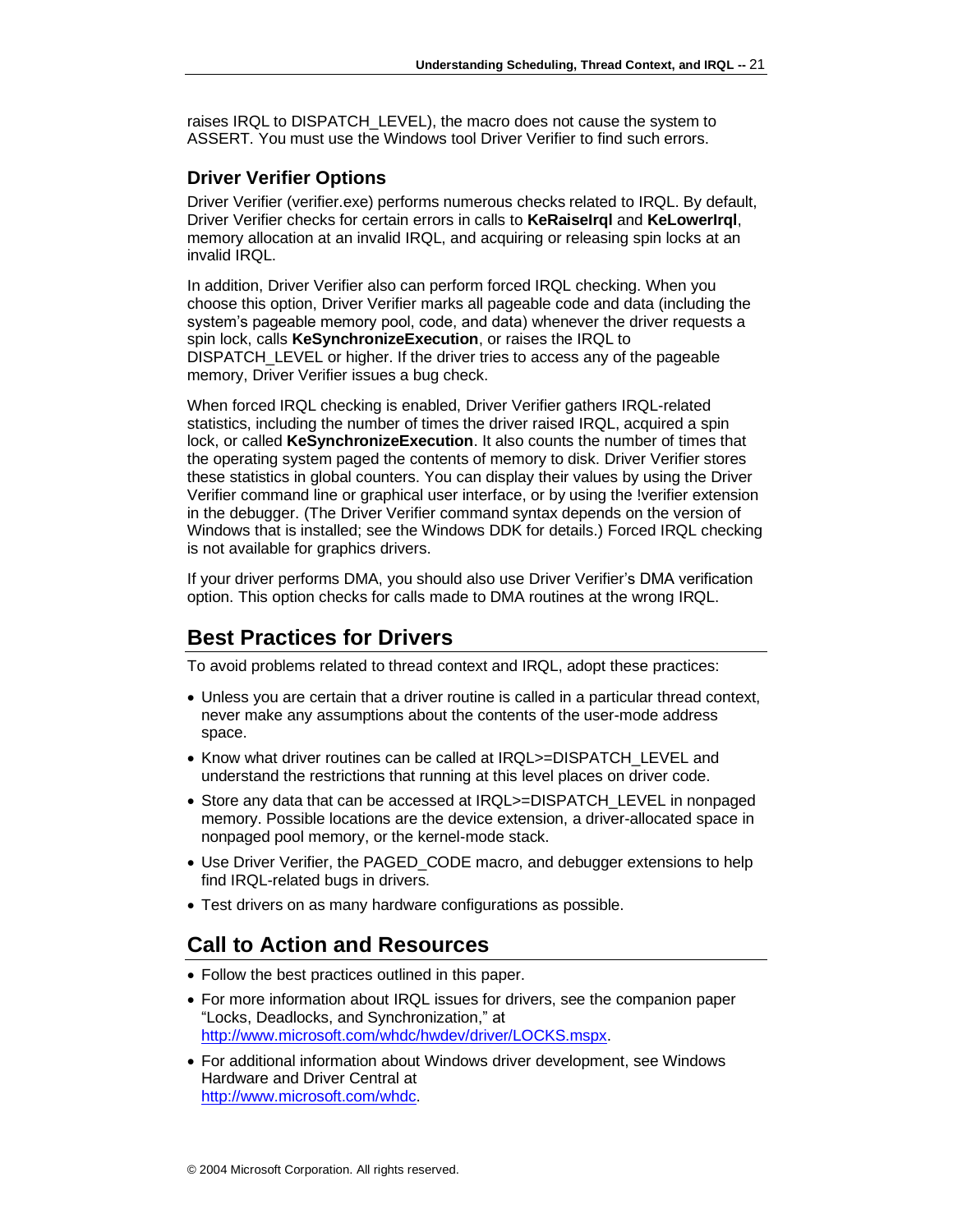raises IRQL to DISPATCH_LEVEL), the macro does not cause the system to ASSERT. You must use the Windows tool Driver Verifier to find such errors.

### Driver Verifier Options

Driver Verifier (verifier.exe) performs numerous checks related to IRQL. By default, Driver Verifier checks for certain errors in calls to **KeRaiseIrql** and **KeLowerIrql**, memory allocation at an invalid IRQL, and acquiring or releasing spin locks at an invalid IRQL.

In addition, Driver Verifier also can perform forced IRQL checking. When you choose this option, Driver Verifier marks all pageable code and data (including the system's pageable memory pool, code, and data) whenever the driver requests a spin lock, calls **KeSynchronizeExecution**, or raises the IRQL to DISPATCH_LEVEL or higher. If the driver tries to access any of the pageable memory, Driver Verifier issues a bug check.

When forced IRQL checking is enabled, Driver Verifier gathers IRQL-related statistics, including the number of times the driver raised IRQL, acquired a spin lock, or called **KeSynchronizeExecution**. It also counts the number of times that the operating system paged the contents of memory to disk. Driver Verifier stores these statistics in global counters. You can display their values by using the Driver Verifier command line or graphical user interface, or by using the !verifier extension in the debugger. (The Driver Verifier command syntax depends on the version of Windows that is installed; see the Windows DDK for details.) Forced IRQL checking is not available for graphics drivers.

If your driver performs DMA, you should also use Driver Verifier's DMA verification option. This option checks for calls made to DMA routines at the wrong IRQL.

## Best Practices for Drivers

To avoid problems related to thread context and IRQL, adopt these practices:

- Unless you are certain that a driver routine is called in a particular thread context, never make any assumptions about the contents of the user-mode address space.
- Know what driver routines can be called at IRQL>=DISPATCH_LEVEL and understand the restrictions that running at this level places on driver code.
- Store any data that can be accessed at IRQL>=DISPATCH_LEVEL in nonpaged memory. Possible locations are the device extension, a driver-allocated space in nonpaged pool memory, or the kernel-mode stack.
- Use Driver Verifier, the PAGED_CODE macro, and debugger extensions to help find IRQL-related bugs in drivers.
- Test drivers on as many hardware configurations as possible.

## Call to Action and Resources

- Follow the best practices outlined in this paper.
- For more information about IRQL issues for drivers, see the companion paper "Locks, Deadlocks, and Synchronization," at http://www.microsoft.com/whdc/hwdev/driver/LOCKS.mspx.
- For additional information about Windows driver development, see Windows Hardware and Driver Central at http://www.microsoft.com/whdc.

© 2004 Microsoft Corporation. All rights reserved.